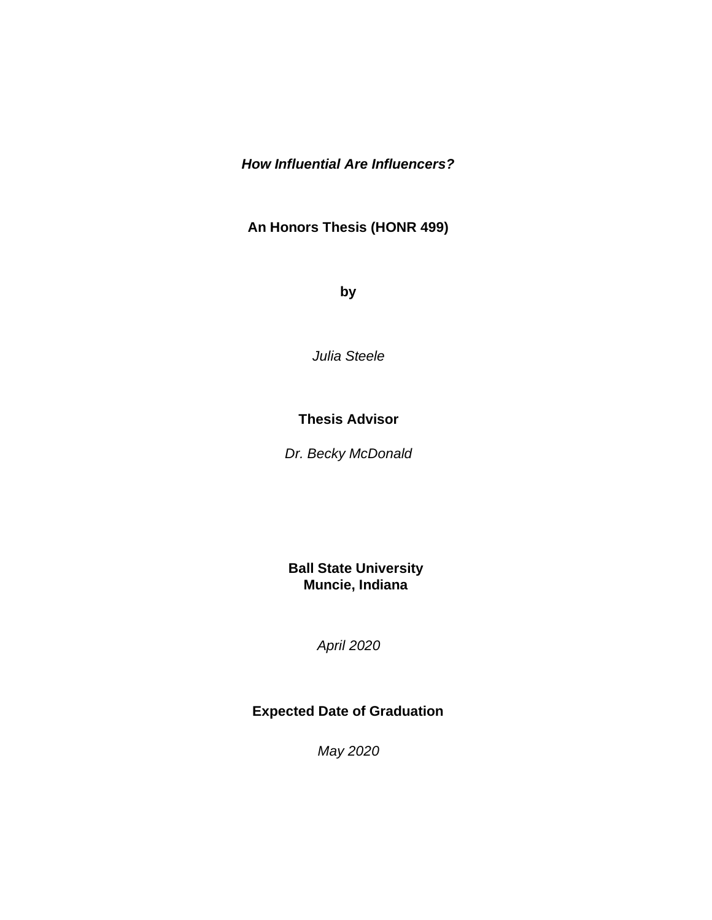***How Influential Are Influencers?***

**An Honors Thesis (HONR 499)**

**by**

*Julia Steele*

**Thesis Advisor**

*Dr. Becky McDonald*

**Ball State University**
**Muncie, Indiana**

*April 2020*

**Expected Date of Graduation**

*May 2020*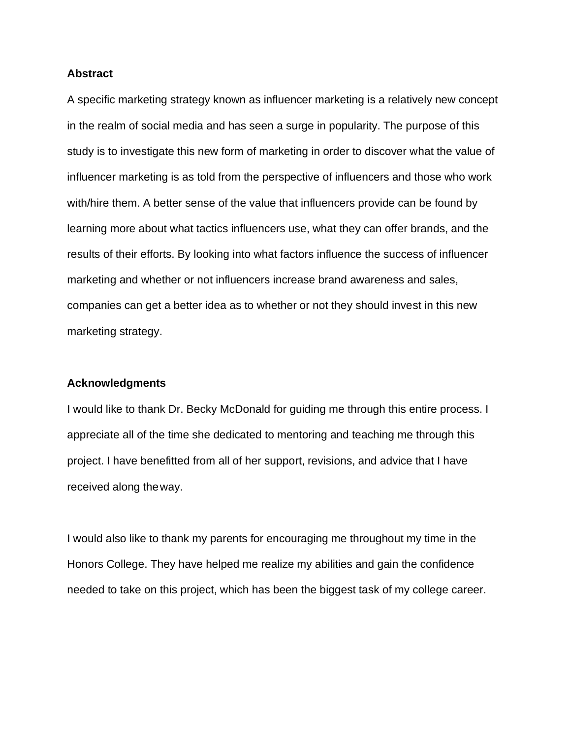## Abstract

A specific marketing strategy known as influencer marketing is a relatively new concept in the realm of social media and has seen a surge in popularity. The purpose of this study is to investigate this new form of marketing in order to discover what the value of influencer marketing is as told from the perspective of influencers and those who work with/hire them. A better sense of the value that influencers provide can be found by learning more about what tactics influencers use, what they can offer brands, and the results of their efforts. By looking into what factors influence the success of influencer marketing and whether or not influencers increase brand awareness and sales, companies can get a better idea as to whether or not they should invest in this new marketing strategy.

## Acknowledgments

I would like to thank Dr. Becky McDonald for guiding me through this entire process. I appreciate all of the time she dedicated to mentoring and teaching me through this project. I have benefitted from all of her support, revisions, and advice that I have received along the way.

I would also like to thank my parents for encouraging me throughout my time in the Honors College. They have helped me realize my abilities and gain the confidence needed to take on this project, which has been the biggest task of my college career.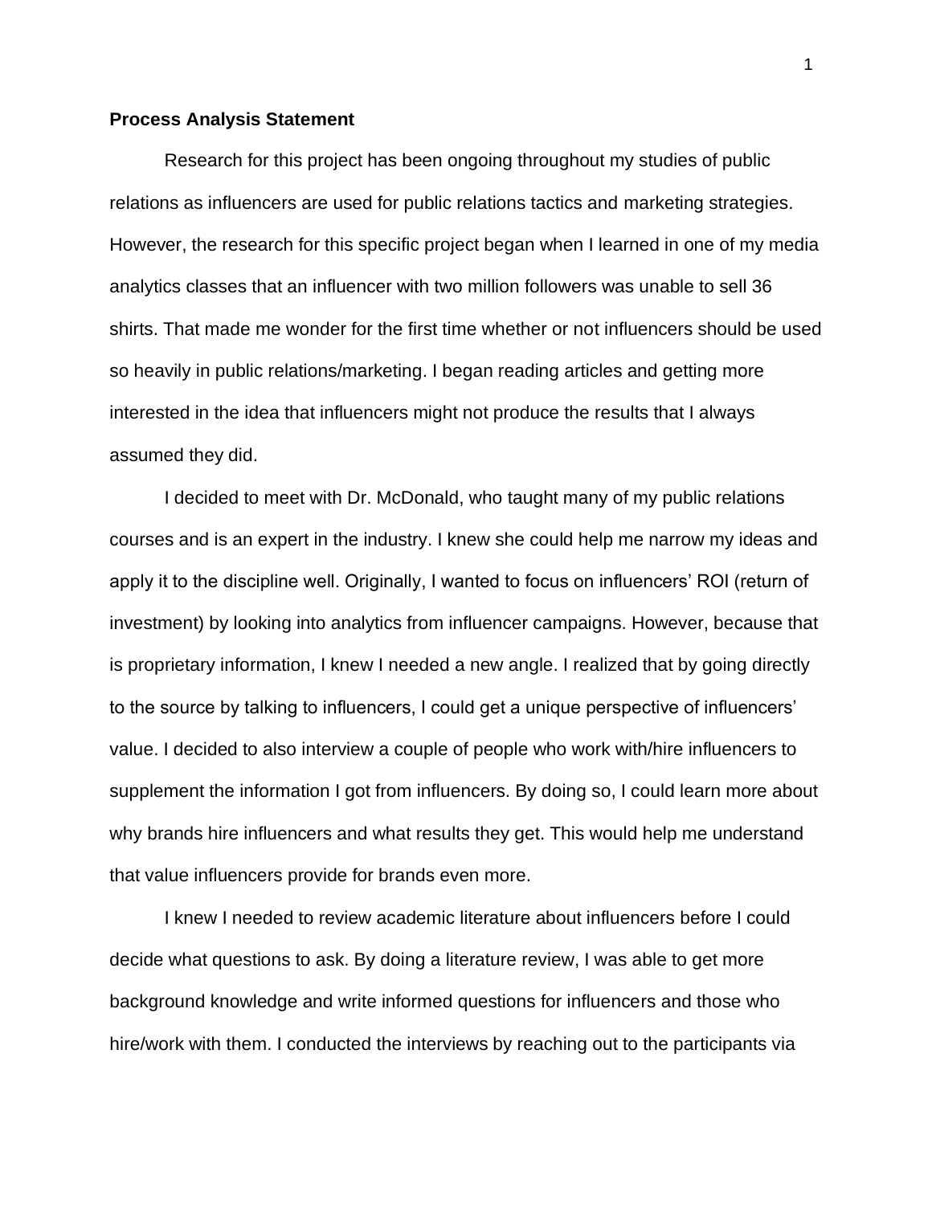**Process Analysis Statement**

Research for this project has been ongoing throughout my studies of public relations as influencers are used for public relations tactics and marketing strategies. However, the research for this specific project began when I learned in one of my media analytics classes that an influencer with two million followers was unable to sell 36 shirts. That made me wonder for the first time whether or not influencers should be used so heavily in public relations/marketing. I began reading articles and getting more interested in the idea that influencers might not produce the results that I always assumed they did.

I decided to meet with Dr. McDonald, who taught many of my public relations courses and is an expert in the industry. I knew she could help me narrow my ideas and apply it to the discipline well. Originally, I wanted to focus on influencers' ROI (return of investment) by looking into analytics from influencer campaigns. However, because that is proprietary information, I knew I needed a new angle. I realized that by going directly to the source by talking to influencers, I could get a unique perspective of influencers' value. I decided to also interview a couple of people who work with/hire influencers to supplement the information I got from influencers. By doing so, I could learn more about why brands hire influencers and what results they get. This would help me understand that value influencers provide for brands even more.

I knew I needed to review academic literature about influencers before I could decide what questions to ask. By doing a literature review, I was able to get more background knowledge and write informed questions for influencers and those who hire/work with them. I conducted the interviews by reaching out to the participants via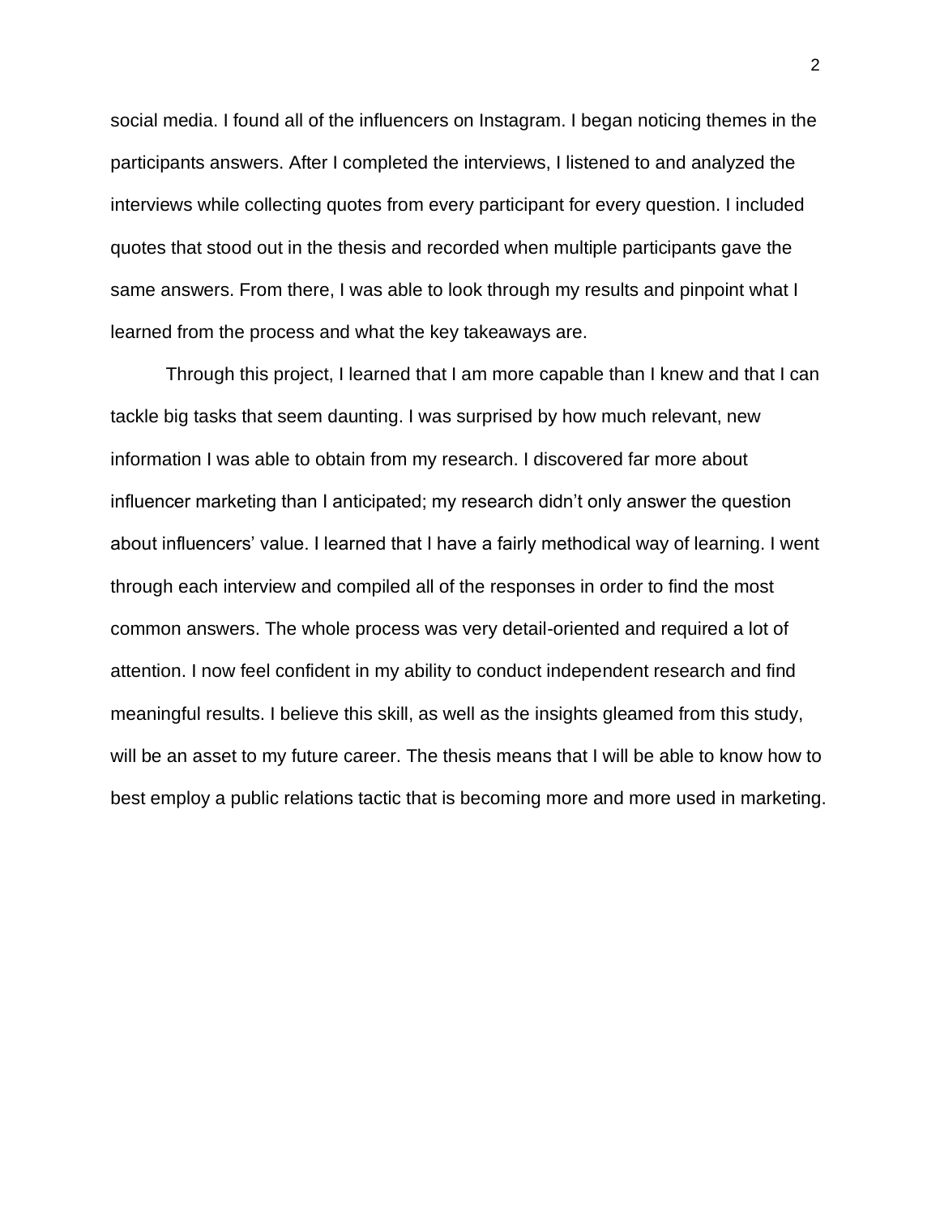social media. I found all of the influencers on Instagram. I began noticing themes in the participants answers. After I completed the interviews, I listened to and analyzed the interviews while collecting quotes from every participant for every question. I included quotes that stood out in the thesis and recorded when multiple participants gave the same answers. From there, I was able to look through my results and pinpoint what I learned from the process and what the key takeaways are.

Through this project, I learned that I am more capable than I knew and that I can tackle big tasks that seem daunting. I was surprised by how much relevant, new information I was able to obtain from my research. I discovered far more about influencer marketing than I anticipated; my research didn't only answer the question about influencers' value. I learned that I have a fairly methodical way of learning. I went through each interview and compiled all of the responses in order to find the most common answers. The whole process was very detail-oriented and required a lot of attention. I now feel confident in my ability to conduct independent research and find meaningful results. I believe this skill, as well as the insights gleamed from this study, will be an asset to my future career. The thesis means that I will be able to know how to best employ a public relations tactic that is becoming more and more used in marketing.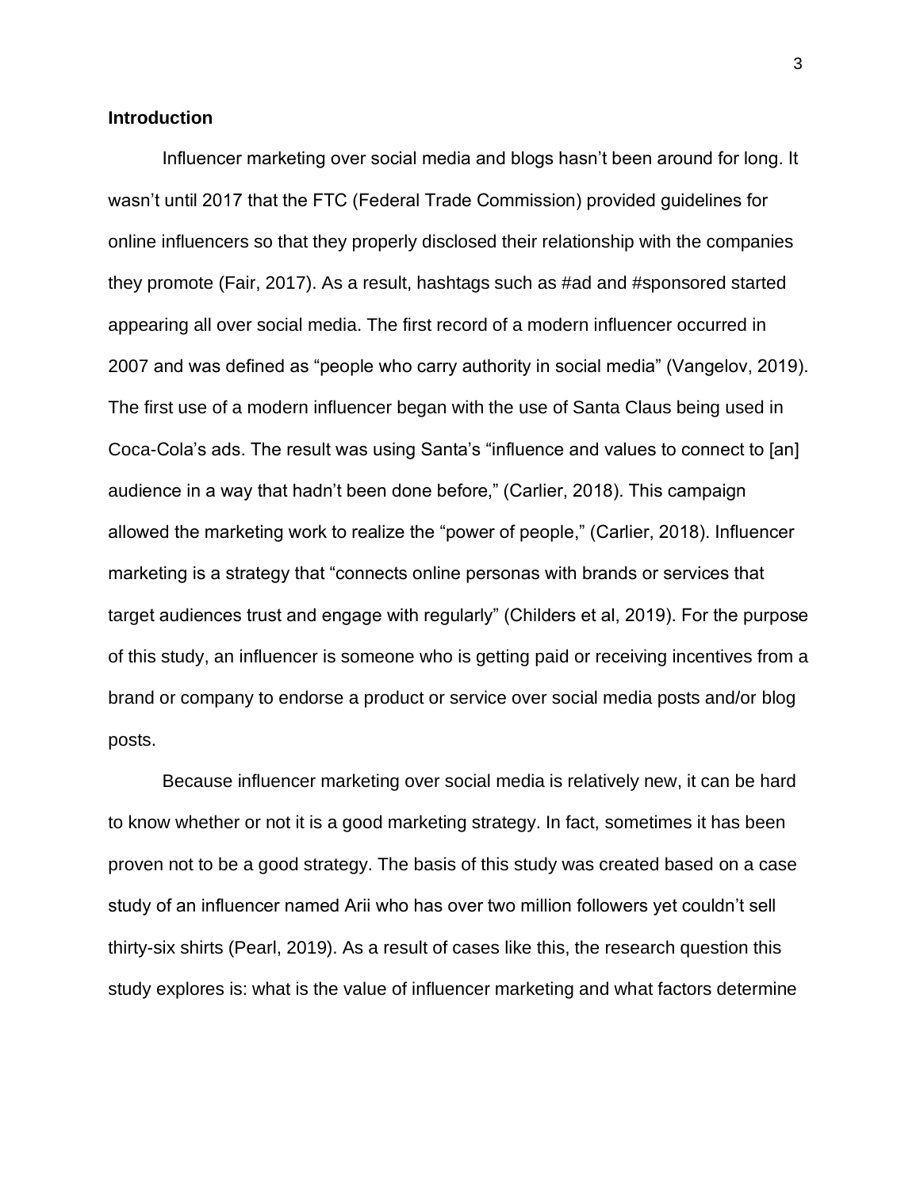## Introduction

Influencer marketing over social media and blogs hasn't been around for long. It wasn't until 2017 that the FTC (Federal Trade Commission) provided guidelines for online influencers so that they properly disclosed their relationship with the companies they promote (Fair, 2017). As a result, hashtags such as #ad and #sponsored started appearing all over social media. The first record of a modern influencer occurred in 2007 and was defined as "people who carry authority in social media" (Vangelov, 2019). The first use of a modern influencer began with the use of Santa Claus being used in Coca-Cola's ads. The result was using Santa's "influence and values to connect to [an] audience in a way that hadn't been done before," (Carlier, 2018). This campaign allowed the marketing work to realize the "power of people," (Carlier, 2018). Influencer marketing is a strategy that "connects online personas with brands or services that target audiences trust and engage with regularly" (Childers et al, 2019). For the purpose of this study, an influencer is someone who is getting paid or receiving incentives from a brand or company to endorse a product or service over social media posts and/or blog posts.

Because influencer marketing over social media is relatively new, it can be hard to know whether or not it is a good marketing strategy. In fact, sometimes it has been proven not to be a good strategy. The basis of this study was created based on a case study of an influencer named Arii who has over two million followers yet couldn't sell thirty-six shirts (Pearl, 2019). As a result of cases like this, the research question this study explores is: what is the value of influencer marketing and what factors determine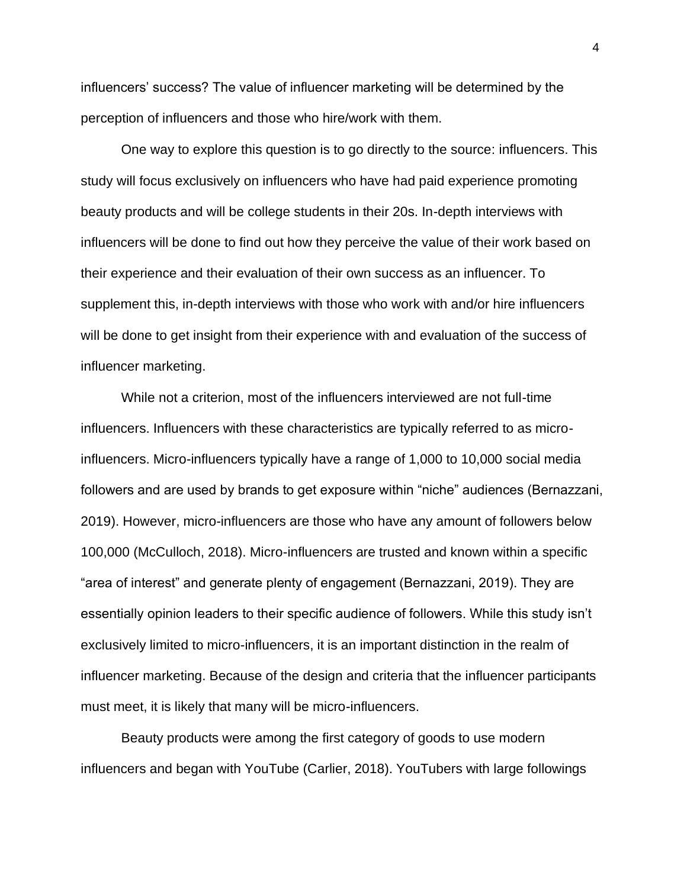influencers' success? The value of influencer marketing will be determined by the perception of influencers and those who hire/work with them.

One way to explore this question is to go directly to the source: influencers. This study will focus exclusively on influencers who have had paid experience promoting beauty products and will be college students in their 20s. In-depth interviews with influencers will be done to find out how they perceive the value of their work based on their experience and their evaluation of their own success as an influencer. To supplement this, in-depth interviews with those who work with and/or hire influencers will be done to get insight from their experience with and evaluation of the success of influencer marketing.

While not a criterion, most of the influencers interviewed are not full-time influencers. Influencers with these characteristics are typically referred to as micro-influencers. Micro-influencers typically have a range of 1,000 to 10,000 social media followers and are used by brands to get exposure within "niche" audiences (Bernazzani, 2019). However, micro-influencers are those who have any amount of followers below 100,000 (McCulloch, 2018). Micro-influencers are trusted and known within a specific "area of interest" and generate plenty of engagement (Bernazzani, 2019). They are essentially opinion leaders to their specific audience of followers. While this study isn't exclusively limited to micro-influencers, it is an important distinction in the realm of influencer marketing. Because of the design and criteria that the influencer participants must meet, it is likely that many will be micro-influencers.

Beauty products were among the first category of goods to use modern influencers and began with YouTube (Carlier, 2018). YouTubers with large followings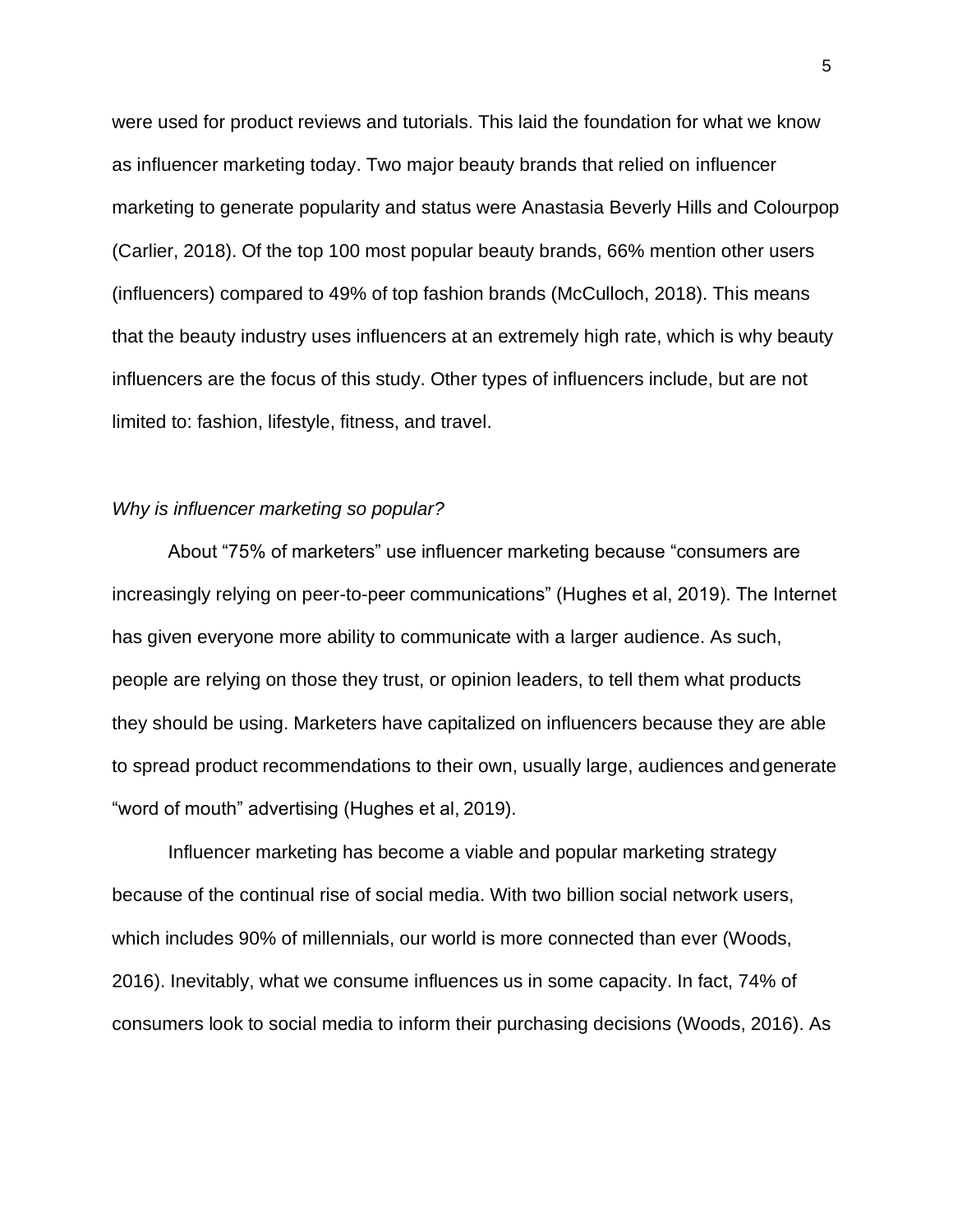were used for product reviews and tutorials. This laid the foundation for what we know as influencer marketing today. Two major beauty brands that relied on influencer marketing to generate popularity and status were Anastasia Beverly Hills and Colourpop (Carlier, 2018). Of the top 100 most popular beauty brands, 66% mention other users (influencers) compared to 49% of top fashion brands (McCulloch, 2018). This means that the beauty industry uses influencers at an extremely high rate, which is why beauty influencers are the focus of this study. Other types of influencers include, but are not limited to: fashion, lifestyle, fitness, and travel.

*Why is influencer marketing so popular?*

About "75% of marketers" use influencer marketing because "consumers are increasingly relying on peer-to-peer communications" (Hughes et al, 2019). The Internet has given everyone more ability to communicate with a larger audience. As such, people are relying on those they trust, or opinion leaders, to tell them what products they should be using. Marketers have capitalized on influencers because they are able to spread product recommendations to their own, usually large, audiences and generate "word of mouth" advertising (Hughes et al, 2019).

Influencer marketing has become a viable and popular marketing strategy because of the continual rise of social media. With two billion social network users, which includes 90% of millennials, our world is more connected than ever (Woods, 2016). Inevitably, what we consume influences us in some capacity. In fact, 74% of consumers look to social media to inform their purchasing decisions (Woods, 2016). As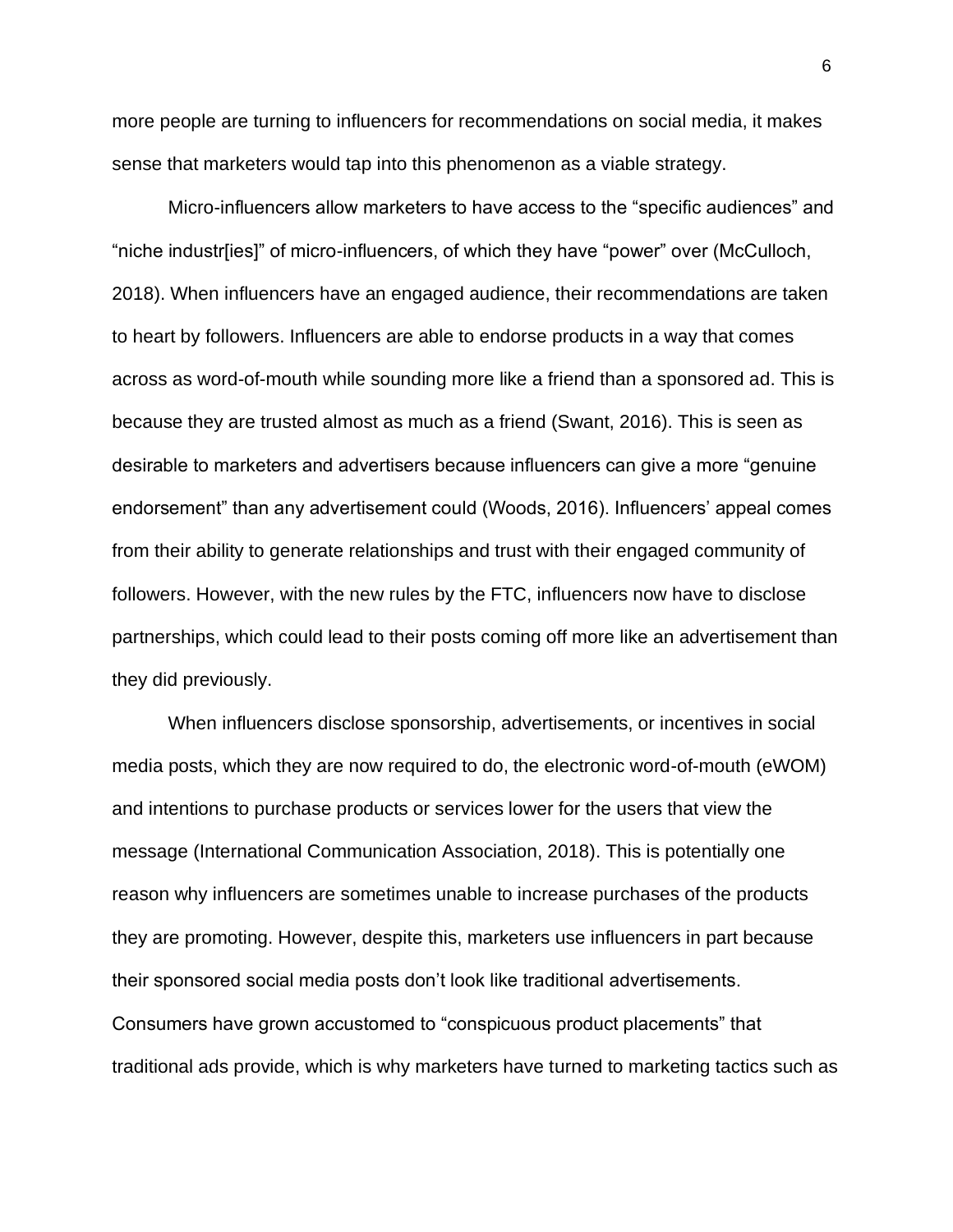more people are turning to influencers for recommendations on social media, it makes sense that marketers would tap into this phenomenon as a viable strategy.

Micro-influencers allow marketers to have access to the "specific audiences" and "niche industr[ies]" of micro-influencers, of which they have "power" over (McCulloch, 2018). When influencers have an engaged audience, their recommendations are taken to heart by followers. Influencers are able to endorse products in a way that comes across as word-of-mouth while sounding more like a friend than a sponsored ad. This is because they are trusted almost as much as a friend (Swant, 2016). This is seen as desirable to marketers and advertisers because influencers can give a more "genuine endorsement" than any advertisement could (Woods, 2016). Influencers' appeal comes from their ability to generate relationships and trust with their engaged community of followers. However, with the new rules by the FTC, influencers now have to disclose partnerships, which could lead to their posts coming off more like an advertisement than they did previously.

When influencers disclose sponsorship, advertisements, or incentives in social media posts, which they are now required to do, the electronic word-of-mouth (eWOM) and intentions to purchase products or services lower for the users that view the message (International Communication Association, 2018). This is potentially one reason why influencers are sometimes unable to increase purchases of the products they are promoting. However, despite this, marketers use influencers in part because their sponsored social media posts don't look like traditional advertisements. Consumers have grown accustomed to "conspicuous product placements" that traditional ads provide, which is why marketers have turned to marketing tactics such as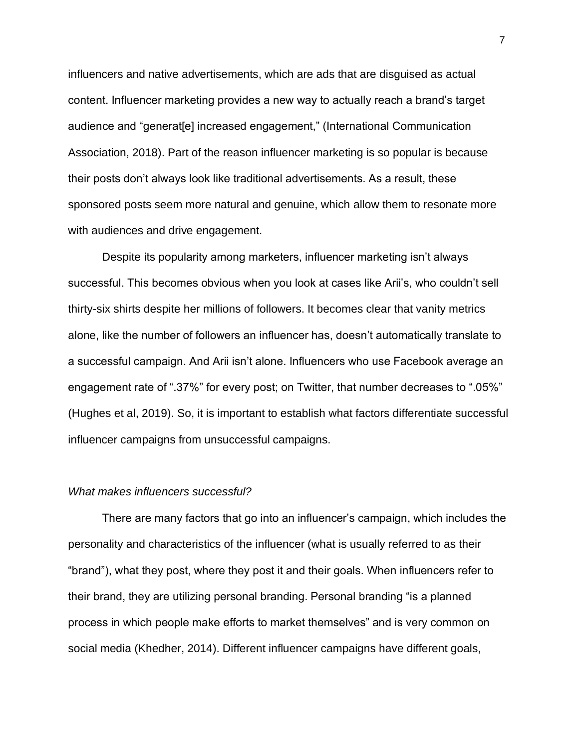influencers and native advertisements, which are ads that are disguised as actual content. Influencer marketing provides a new way to actually reach a brand's target audience and "generat[e] increased engagement," (International Communication Association, 2018). Part of the reason influencer marketing is so popular is because their posts don't always look like traditional advertisements. As a result, these sponsored posts seem more natural and genuine, which allow them to resonate more with audiences and drive engagement.

Despite its popularity among marketers, influencer marketing isn't always successful. This becomes obvious when you look at cases like Arii's, who couldn't sell thirty-six shirts despite her millions of followers. It becomes clear that vanity metrics alone, like the number of followers an influencer has, doesn't automatically translate to a successful campaign. And Arii isn't alone. Influencers who use Facebook average an engagement rate of ".37%" for every post; on Twitter, that number decreases to ".05%" (Hughes et al, 2019). So, it is important to establish what factors differentiate successful influencer campaigns from unsuccessful campaigns.

*What makes influencers successful?*

There are many factors that go into an influencer's campaign, which includes the personality and characteristics of the influencer (what is usually referred to as their "brand"), what they post, where they post it and their goals. When influencers refer to their brand, they are utilizing personal branding. Personal branding "is a planned process in which people make efforts to market themselves" and is very common on social media (Khedher, 2014). Different influencer campaigns have different goals,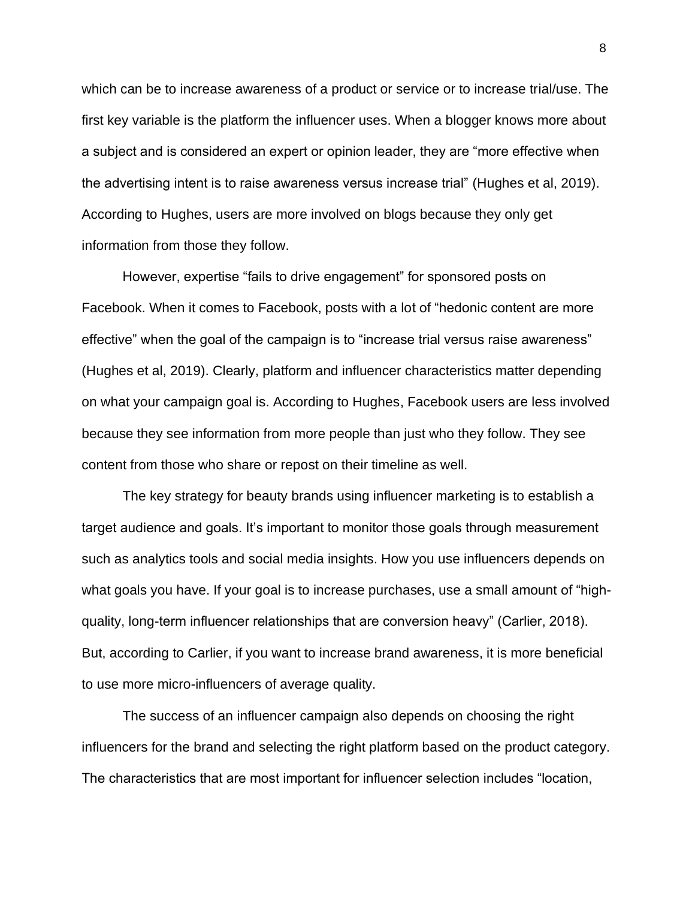which can be to increase awareness of a product or service or to increase trial/use. The first key variable is the platform the influencer uses. When a blogger knows more about a subject and is considered an expert or opinion leader, they are "more effective when the advertising intent is to raise awareness versus increase trial" (Hughes et al, 2019). According to Hughes, users are more involved on blogs because they only get information from those they follow.

However, expertise "fails to drive engagement" for sponsored posts on Facebook. When it comes to Facebook, posts with a lot of "hedonic content are more effective" when the goal of the campaign is to "increase trial versus raise awareness" (Hughes et al, 2019). Clearly, platform and influencer characteristics matter depending on what your campaign goal is. According to Hughes, Facebook users are less involved because they see information from more people than just who they follow. They see content from those who share or repost on their timeline as well.

The key strategy for beauty brands using influencer marketing is to establish a target audience and goals. It's important to monitor those goals through measurement such as analytics tools and social media insights. How you use influencers depends on what goals you have. If your goal is to increase purchases, use a small amount of "high-quality, long-term influencer relationships that are conversion heavy" (Carlier, 2018). But, according to Carlier, if you want to increase brand awareness, it is more beneficial to use more micro-influencers of average quality.

The success of an influencer campaign also depends on choosing the right influencers for the brand and selecting the right platform based on the product category. The characteristics that are most important for influencer selection includes "location,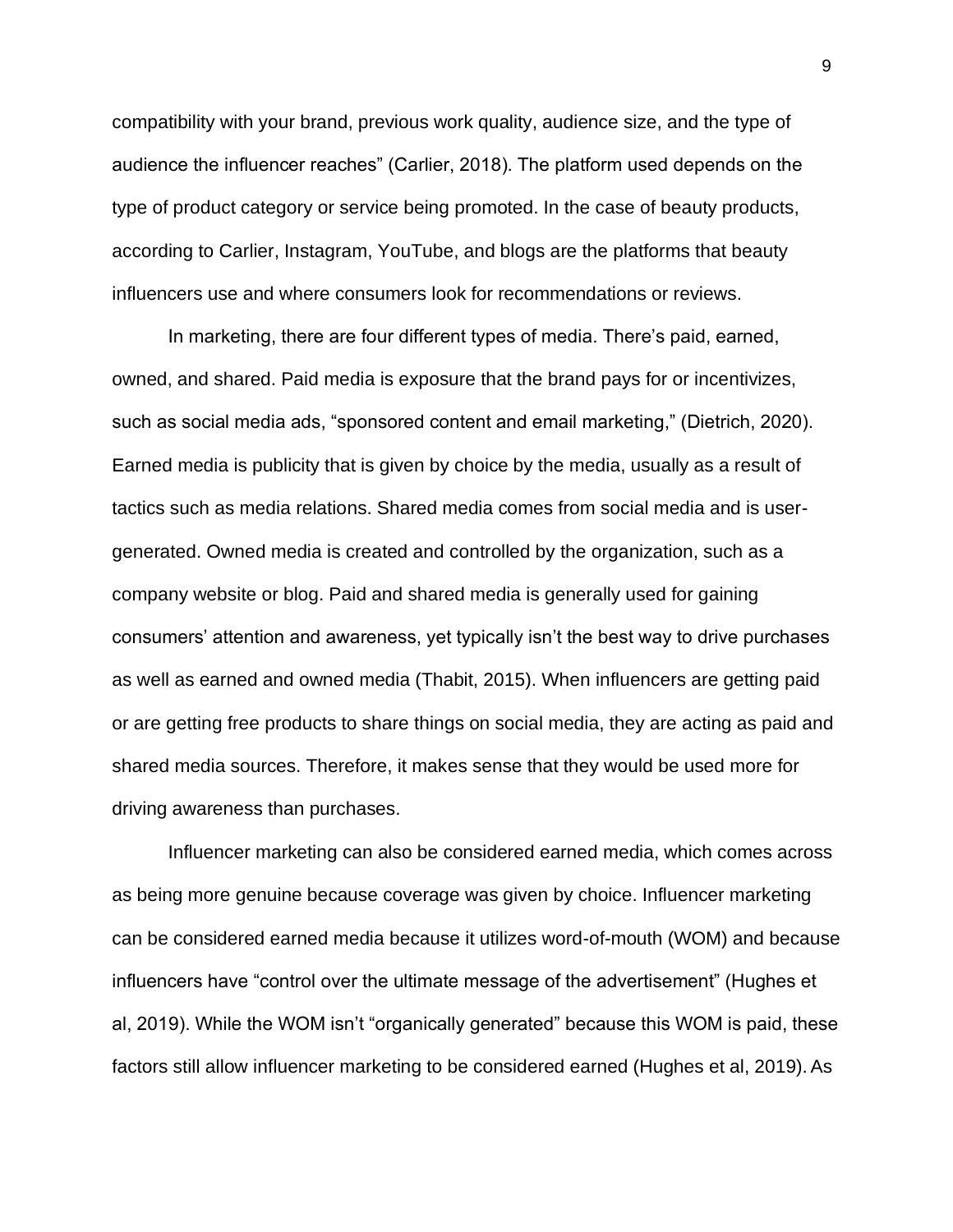compatibility with your brand, previous work quality, audience size, and the type of audience the influencer reaches" (Carlier, 2018). The platform used depends on the type of product category or service being promoted. In the case of beauty products, according to Carlier, Instagram, YouTube, and blogs are the platforms that beauty influencers use and where consumers look for recommendations or reviews.

In marketing, there are four different types of media. There's paid, earned, owned, and shared. Paid media is exposure that the brand pays for or incentivizes, such as social media ads, "sponsored content and email marketing," (Dietrich, 2020). Earned media is publicity that is given by choice by the media, usually as a result of tactics such as media relations. Shared media comes from social media and is user-generated. Owned media is created and controlled by the organization, such as a company website or blog. Paid and shared media is generally used for gaining consumers' attention and awareness, yet typically isn't the best way to drive purchases as well as earned and owned media (Thabit, 2015). When influencers are getting paid or are getting free products to share things on social media, they are acting as paid and shared media sources. Therefore, it makes sense that they would be used more for driving awareness than purchases.

Influencer marketing can also be considered earned media, which comes across as being more genuine because coverage was given by choice. Influencer marketing can be considered earned media because it utilizes word-of-mouth (WOM) and because influencers have "control over the ultimate message of the advertisement" (Hughes et al, 2019). While the WOM isn't "organically generated" because this WOM is paid, these factors still allow influencer marketing to be considered earned (Hughes et al, 2019). As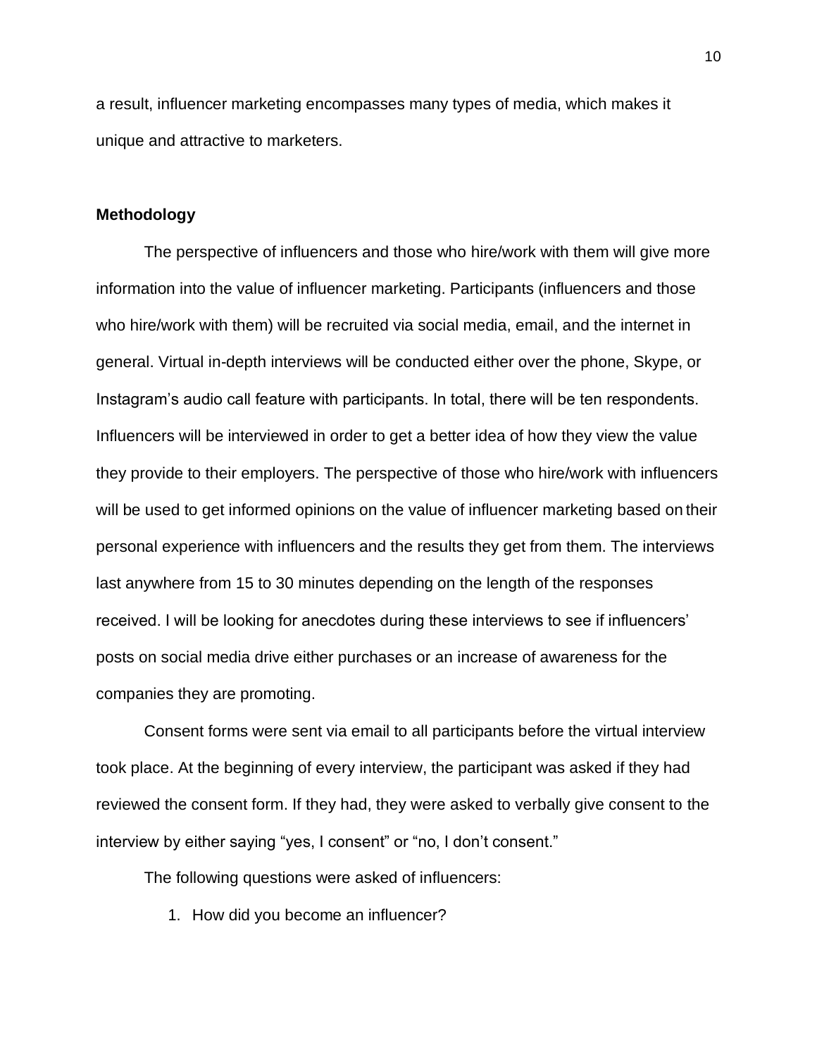a result, influencer marketing encompasses many types of media, which makes it unique and attractive to marketers.

**Methodology**

The perspective of influencers and those who hire/work with them will give more information into the value of influencer marketing. Participants (influencers and those who hire/work with them) will be recruited via social media, email, and the internet in general. Virtual in-depth interviews will be conducted either over the phone, Skype, or Instagram's audio call feature with participants. In total, there will be ten respondents. Influencers will be interviewed in order to get a better idea of how they view the value they provide to their employers. The perspective of those who hire/work with influencers will be used to get informed opinions on the value of influencer marketing based on their personal experience with influencers and the results they get from them. The interviews last anywhere from 15 to 30 minutes depending on the length of the responses received. I will be looking for anecdotes during these interviews to see if influencers' posts on social media drive either purchases or an increase of awareness for the companies they are promoting.

Consent forms were sent via email to all participants before the virtual interview took place. At the beginning of every interview, the participant was asked if they had reviewed the consent form. If they had, they were asked to verbally give consent to the interview by either saying "yes, I consent" or "no, I don't consent."

The following questions were asked of influencers:

1. How did you become an influencer?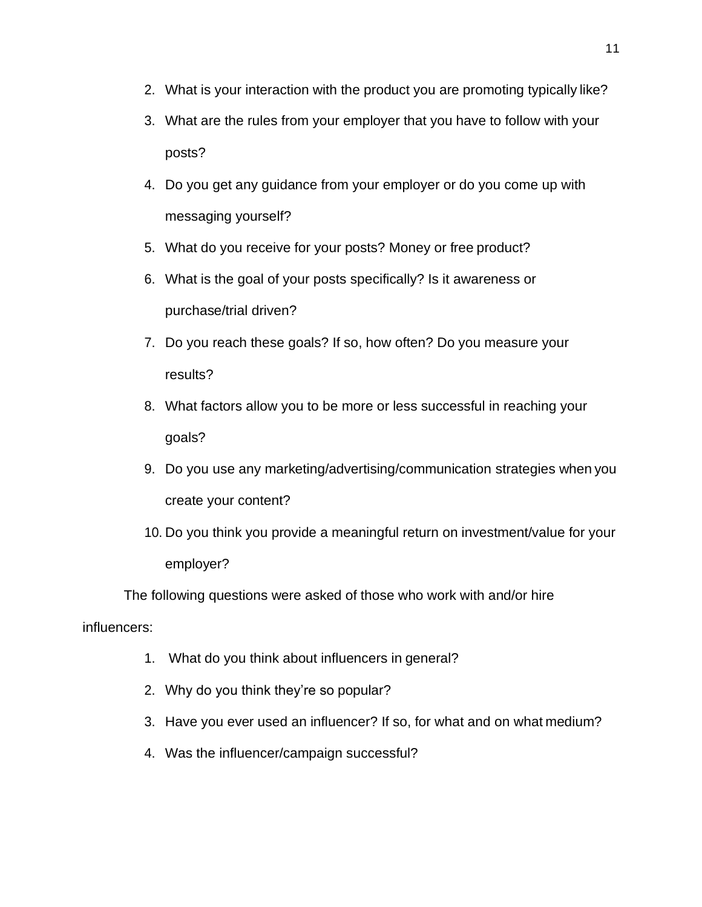2. What is your interaction with the product you are promoting typically like?
3. What are the rules from your employer that you have to follow with your posts?
4. Do you get any guidance from your employer or do you come up with messaging yourself?
5. What do you receive for your posts? Money or free product?
6. What is the goal of your posts specifically? Is it awareness or purchase/trial driven?
7. Do you reach these goals? If so, how often? Do you measure your results?
8. What factors allow you to be more or less successful in reaching your goals?
9. Do you use any marketing/advertising/communication strategies when you create your content?
10. Do you think you provide a meaningful return on investment/value for your employer?

The following questions were asked of those who work with and/or hire influencers:

1. What do you think about influencers in general?
2. Why do you think they're so popular?
3. Have you ever used an influencer? If so, for what and on what medium?
4. Was the influencer/campaign successful?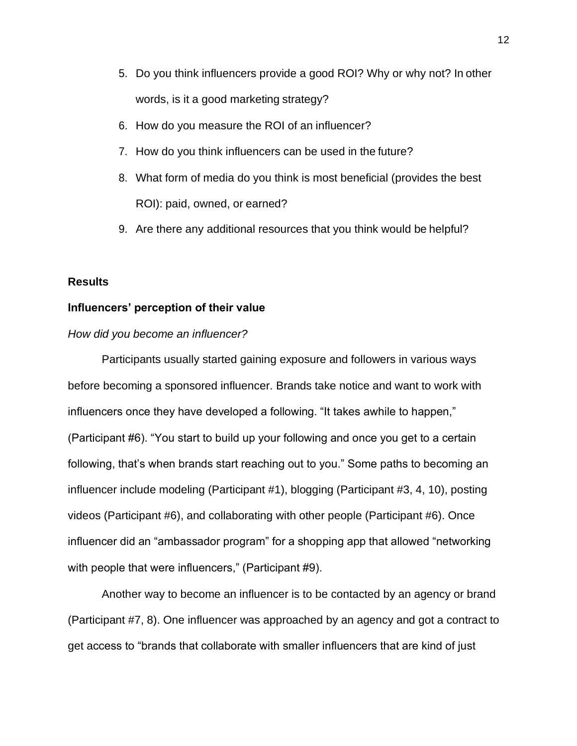5. Do you think influencers provide a good ROI? Why or why not? In other words, is it a good marketing strategy?
6. How do you measure the ROI of an influencer?
7. How do you think influencers can be used in the future?
8. What form of media do you think is most beneficial (provides the best ROI): paid, owned, or earned?
9. Are there any additional resources that you think would be helpful?

## Results

### Influencers' perception of their value

*How did you become an influencer?*

Participants usually started gaining exposure and followers in various ways before becoming a sponsored influencer. Brands take notice and want to work with influencers once they have developed a following. "It takes awhile to happen," (Participant #6). "You start to build up your following and once you get to a certain following, that's when brands start reaching out to you." Some paths to becoming an influencer include modeling (Participant #1), blogging (Participant #3, 4, 10), posting videos (Participant #6), and collaborating with other people (Participant #6). Once influencer did an "ambassador program" for a shopping app that allowed "networking with people that were influencers," (Participant #9).

Another way to become an influencer is to be contacted by an agency or brand (Participant #7, 8). One influencer was approached by an agency and got a contract to get access to "brands that collaborate with smaller influencers that are kind of just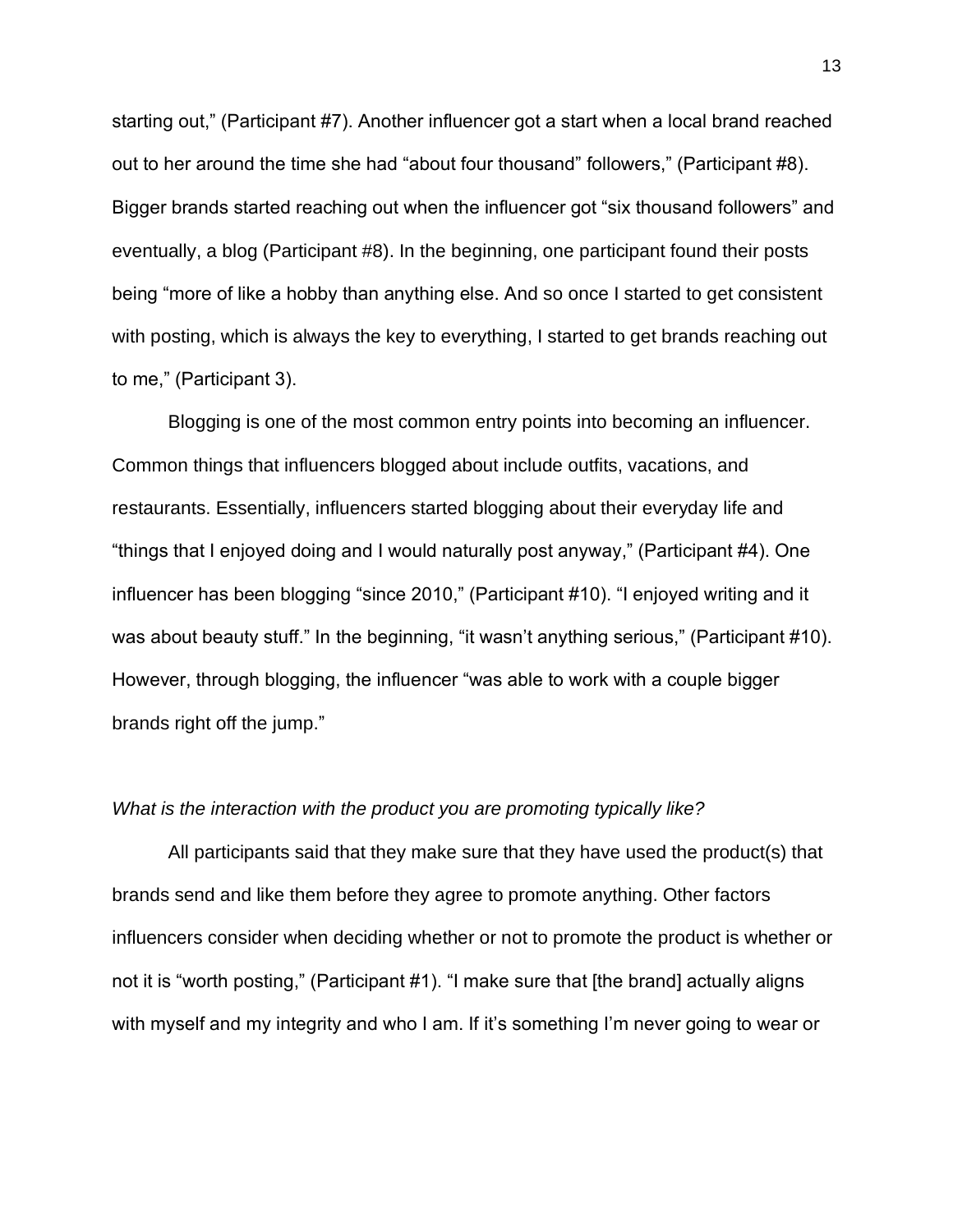starting out," (Participant #7). Another influencer got a start when a local brand reached out to her around the time she had "about four thousand" followers," (Participant #8). Bigger brands started reaching out when the influencer got "six thousand followers" and eventually, a blog (Participant #8). In the beginning, one participant found their posts being "more of like a hobby than anything else. And so once I started to get consistent with posting, which is always the key to everything, I started to get brands reaching out to me," (Participant 3).

Blogging is one of the most common entry points into becoming an influencer. Common things that influencers blogged about include outfits, vacations, and restaurants. Essentially, influencers started blogging about their everyday life and "things that I enjoyed doing and I would naturally post anyway," (Participant #4). One influencer has been blogging "since 2010," (Participant #10). "I enjoyed writing and it was about beauty stuff." In the beginning, "it wasn't anything serious," (Participant #10). However, through blogging, the influencer "was able to work with a couple bigger brands right off the jump."

*What is the interaction with the product you are promoting typically like?*

All participants said that they make sure that they have used the product(s) that brands send and like them before they agree to promote anything. Other factors influencers consider when deciding whether or not to promote the product is whether or not it is "worth posting," (Participant #1). "I make sure that [the brand] actually aligns with myself and my integrity and who I am. If it's something I'm never going to wear or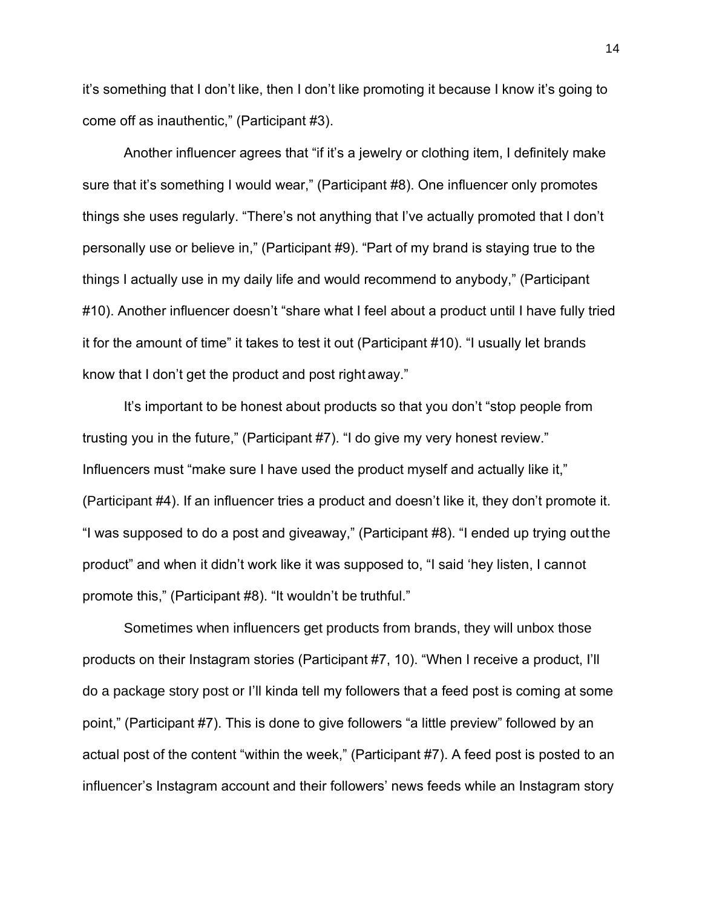it's something that I don't like, then I don't like promoting it because I know it's going to come off as inauthentic," (Participant #3).

Another influencer agrees that "if it's a jewelry or clothing item, I definitely make sure that it's something I would wear," (Participant #8). One influencer only promotes things she uses regularly. "There's not anything that I've actually promoted that I don't personally use or believe in," (Participant #9). "Part of my brand is staying true to the things I actually use in my daily life and would recommend to anybody," (Participant #10). Another influencer doesn't "share what I feel about a product until I have fully tried it for the amount of time" it takes to test it out (Participant #10). "I usually let brands know that I don't get the product and post right away."

It's important to be honest about products so that you don't "stop people from trusting you in the future," (Participant #7). "I do give my very honest review." Influencers must "make sure I have used the product myself and actually like it," (Participant #4). If an influencer tries a product and doesn't like it, they don't promote it. "I was supposed to do a post and giveaway," (Participant #8). "I ended up trying out the product" and when it didn't work like it was supposed to, "I said 'hey listen, I cannot promote this," (Participant #8). "It wouldn't be truthful."

Sometimes when influencers get products from brands, they will unbox those products on their Instagram stories (Participant #7, 10). "When I receive a product, I'll do a package story post or I'll kinda tell my followers that a feed post is coming at some point," (Participant #7). This is done to give followers "a little preview" followed by an actual post of the content "within the week," (Participant #7). A feed post is posted to an influencer's Instagram account and their followers' news feeds while an Instagram story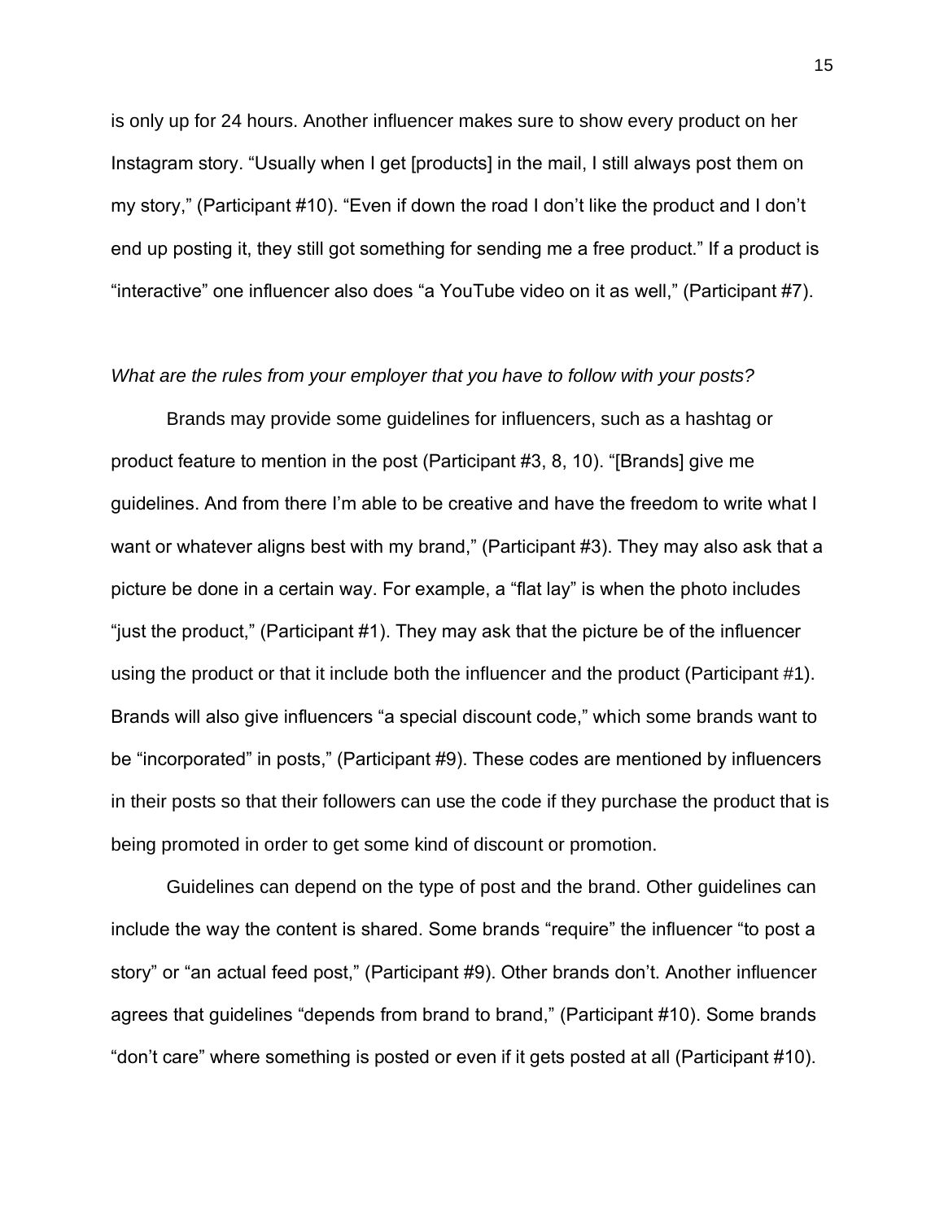is only up for 24 hours. Another influencer makes sure to show every product on her Instagram story. “Usually when I get [products] in the mail, I still always post them on my story,” (Participant #10). “Even if down the road I don’t like the product and I don’t end up posting it, they still got something for sending me a free product.” If a product is “interactive” one influencer also does “a YouTube video on it as well,” (Participant #7).

*What are the rules from your employer that you have to follow with your posts?*

Brands may provide some guidelines for influencers, such as a hashtag or product feature to mention in the post (Participant #3, 8, 10). “[Brands] give me guidelines. And from there I’m able to be creative and have the freedom to write what I want or whatever aligns best with my brand,” (Participant #3). They may also ask that a picture be done in a certain way. For example, a “flat lay” is when the photo includes “just the product,” (Participant #1). They may ask that the picture be of the influencer using the product or that it include both the influencer and the product (Participant #1). Brands will also give influencers “a special discount code,” which some brands want to be “incorporated” in posts,” (Participant #9). These codes are mentioned by influencers in their posts so that their followers can use the code if they purchase the product that is being promoted in order to get some kind of discount or promotion.

Guidelines can depend on the type of post and the brand. Other guidelines can include the way the content is shared. Some brands “require” the influencer “to post a story” or “an actual feed post,” (Participant #9). Other brands don’t. Another influencer agrees that guidelines “depends from brand to brand,” (Participant #10). Some brands “don’t care” where something is posted or even if it gets posted at all (Participant #10).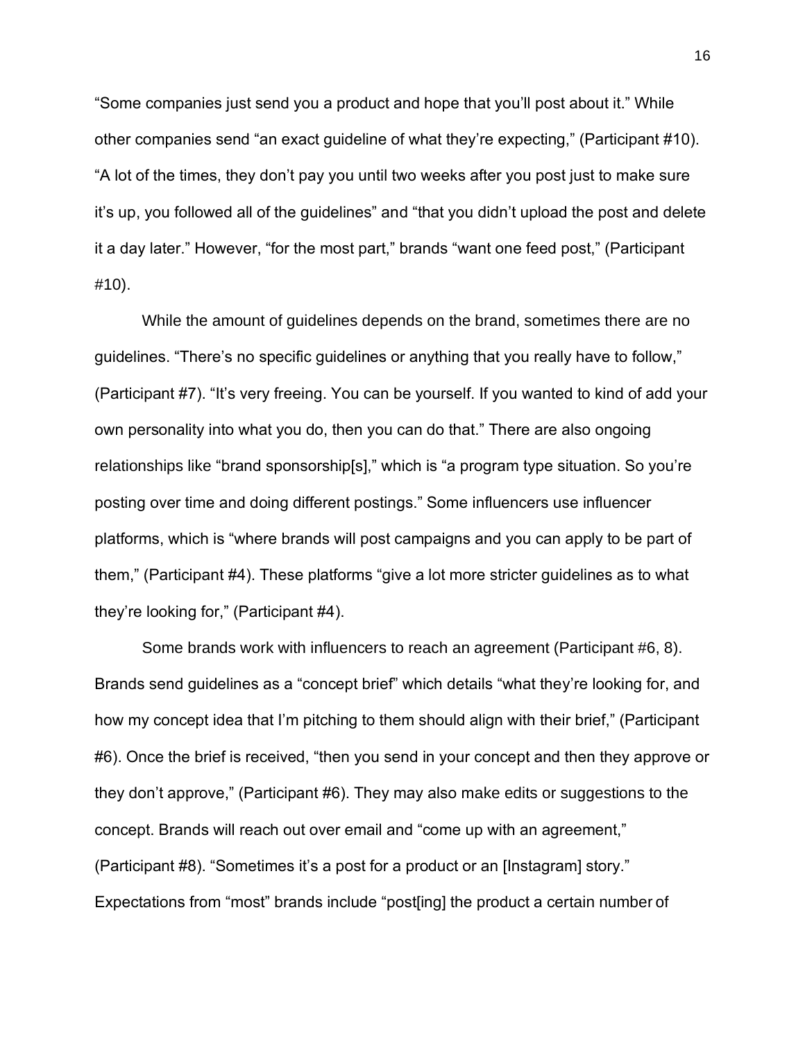"Some companies just send you a product and hope that you'll post about it." While other companies send "an exact guideline of what they're expecting," (Participant #10). "A lot of the times, they don't pay you until two weeks after you post just to make sure it's up, you followed all of the guidelines" and "that you didn't upload the post and delete it a day later." However, "for the most part," brands "want one feed post," (Participant #10).

While the amount of guidelines depends on the brand, sometimes there are no guidelines. "There's no specific guidelines or anything that you really have to follow," (Participant #7). "It's very freeing. You can be yourself. If you wanted to kind of add your own personality into what you do, then you can do that." There are also ongoing relationships like "brand sponsorship[s]," which is "a program type situation. So you're posting over time and doing different postings." Some influencers use influencer platforms, which is "where brands will post campaigns and you can apply to be part of them," (Participant #4). These platforms "give a lot more stricter guidelines as to what they're looking for," (Participant #4).

Some brands work with influencers to reach an agreement (Participant #6, 8). Brands send guidelines as a "concept brief" which details "what they're looking for, and how my concept idea that I'm pitching to them should align with their brief," (Participant #6). Once the brief is received, "then you send in your concept and then they approve or they don't approve," (Participant #6). They may also make edits or suggestions to the concept. Brands will reach out over email and "come up with an agreement," (Participant #8). "Sometimes it's a post for a product or an [Instagram] story." Expectations from "most" brands include "post[ing] the product a certain number of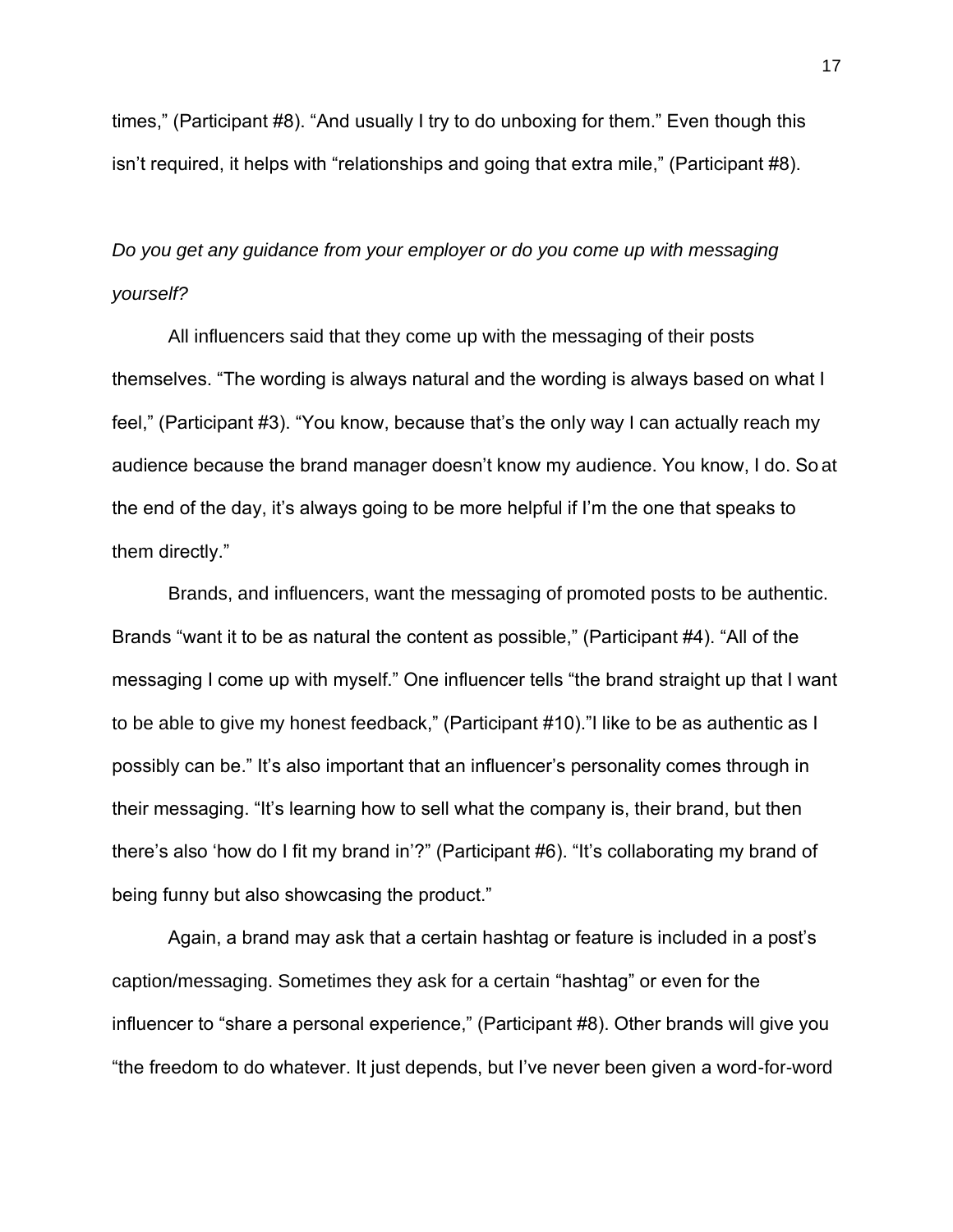times," (Participant #8). "And usually I try to do unboxing for them." Even though this isn't required, it helps with "relationships and going that extra mile," (Participant #8).

*Do you get any guidance from your employer or do you come up with messaging yourself?*

All influencers said that they come up with the messaging of their posts themselves. "The wording is always natural and the wording is always based on what I feel," (Participant #3). "You know, because that's the only way I can actually reach my audience because the brand manager doesn't know my audience. You know, I do. So at the end of the day, it's always going to be more helpful if I'm the one that speaks to them directly."

Brands, and influencers, want the messaging of promoted posts to be authentic. Brands "want it to be as natural the content as possible," (Participant #4). "All of the messaging I come up with myself." One influencer tells "the brand straight up that I want to be able to give my honest feedback," (Participant #10)."I like to be as authentic as I possibly can be." It's also important that an influencer's personality comes through in their messaging. "It's learning how to sell what the company is, their brand, but then there's also 'how do I fit my brand in'?" (Participant #6). "It's collaborating my brand of being funny but also showcasing the product."

Again, a brand may ask that a certain hashtag or feature is included in a post's caption/messaging. Sometimes they ask for a certain "hashtag" or even for the influencer to "share a personal experience," (Participant #8). Other brands will give you "the freedom to do whatever. It just depends, but I've never been given a word-for-word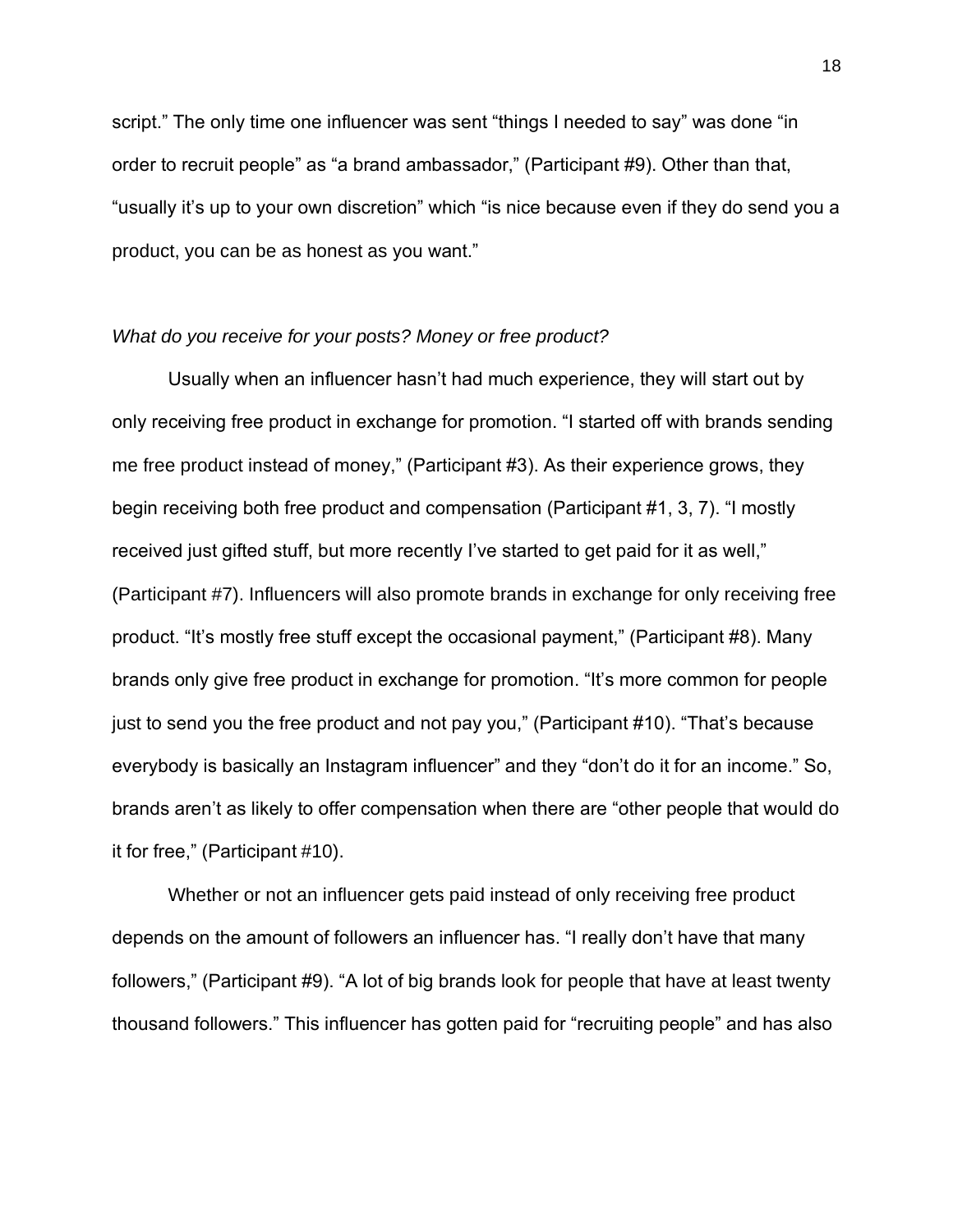script." The only time one influencer was sent "things I needed to say" was done "in order to recruit people" as "a brand ambassador," (Participant #9). Other than that, "usually it's up to your own discretion" which "is nice because even if they do send you a product, you can be as honest as you want."

*What do you receive for your posts? Money or free product?*

Usually when an influencer hasn't had much experience, they will start out by only receiving free product in exchange for promotion. "I started off with brands sending me free product instead of money," (Participant #3). As their experience grows, they begin receiving both free product and compensation (Participant #1, 3, 7). "I mostly received just gifted stuff, but more recently I've started to get paid for it as well," (Participant #7). Influencers will also promote brands in exchange for only receiving free product. "It's mostly free stuff except the occasional payment," (Participant #8). Many brands only give free product in exchange for promotion. "It's more common for people just to send you the free product and not pay you," (Participant #10). "That's because everybody is basically an Instagram influencer" and they "don't do it for an income." So, brands aren't as likely to offer compensation when there are "other people that would do it for free," (Participant #10).

Whether or not an influencer gets paid instead of only receiving free product depends on the amount of followers an influencer has. "I really don't have that many followers," (Participant #9). "A lot of big brands look for people that have at least twenty thousand followers." This influencer has gotten paid for "recruiting people" and has also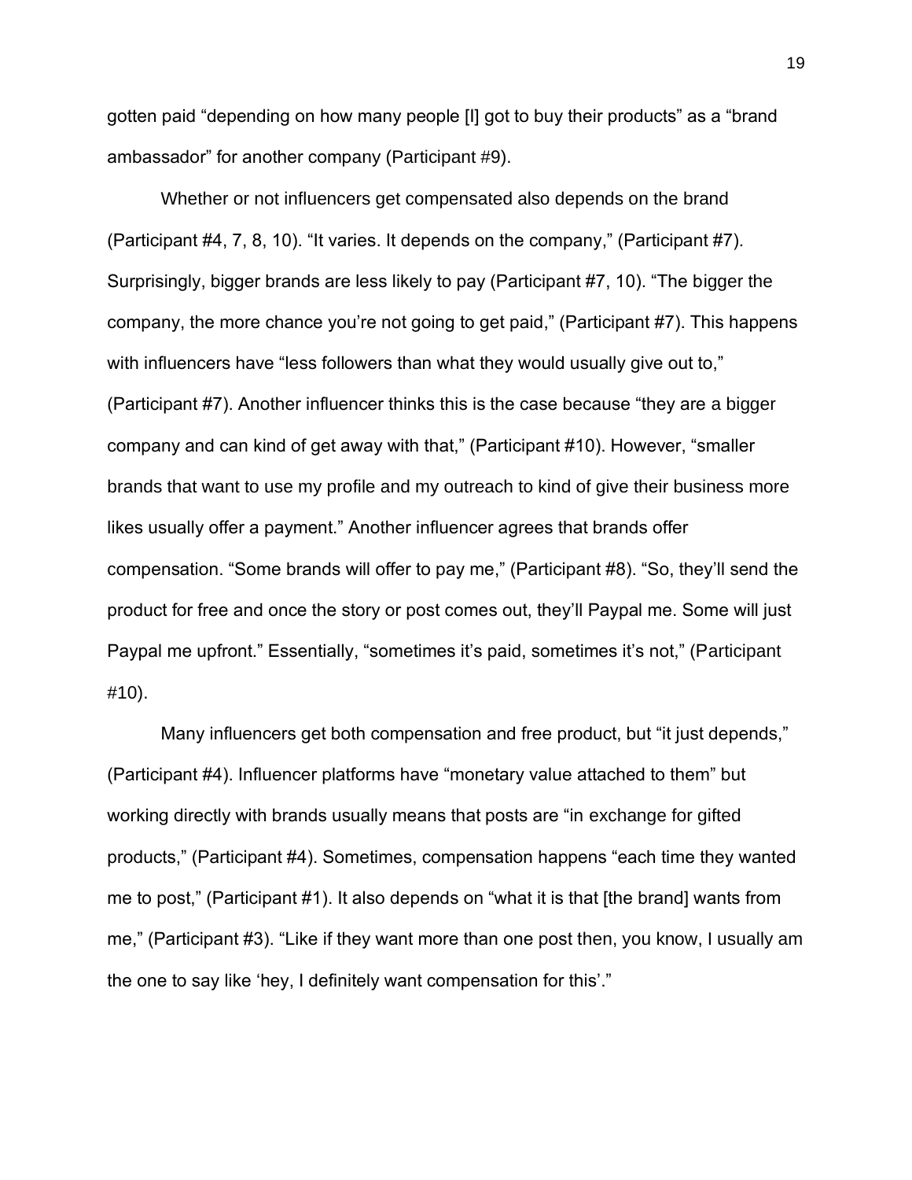gotten paid "depending on how many people [I] got to buy their products" as a "brand ambassador" for another company (Participant #9).

Whether or not influencers get compensated also depends on the brand (Participant #4, 7, 8, 10). "It varies. It depends on the company," (Participant #7). Surprisingly, bigger brands are less likely to pay (Participant #7, 10). "The bigger the company, the more chance you're not going to get paid," (Participant #7). This happens with influencers have "less followers than what they would usually give out to," (Participant #7). Another influencer thinks this is the case because "they are a bigger company and can kind of get away with that," (Participant #10). However, "smaller brands that want to use my profile and my outreach to kind of give their business more likes usually offer a payment." Another influencer agrees that brands offer compensation. "Some brands will offer to pay me," (Participant #8). "So, they'll send the product for free and once the story or post comes out, they'll Paypal me. Some will just Paypal me upfront." Essentially, "sometimes it's paid, sometimes it's not," (Participant #10).

Many influencers get both compensation and free product, but "it just depends," (Participant #4). Influencer platforms have "monetary value attached to them" but working directly with brands usually means that posts are "in exchange for gifted products," (Participant #4). Sometimes, compensation happens "each time they wanted me to post," (Participant #1). It also depends on "what it is that [the brand] wants from me," (Participant #3). "Like if they want more than one post then, you know, I usually am the one to say like 'hey, I definitely want compensation for this'."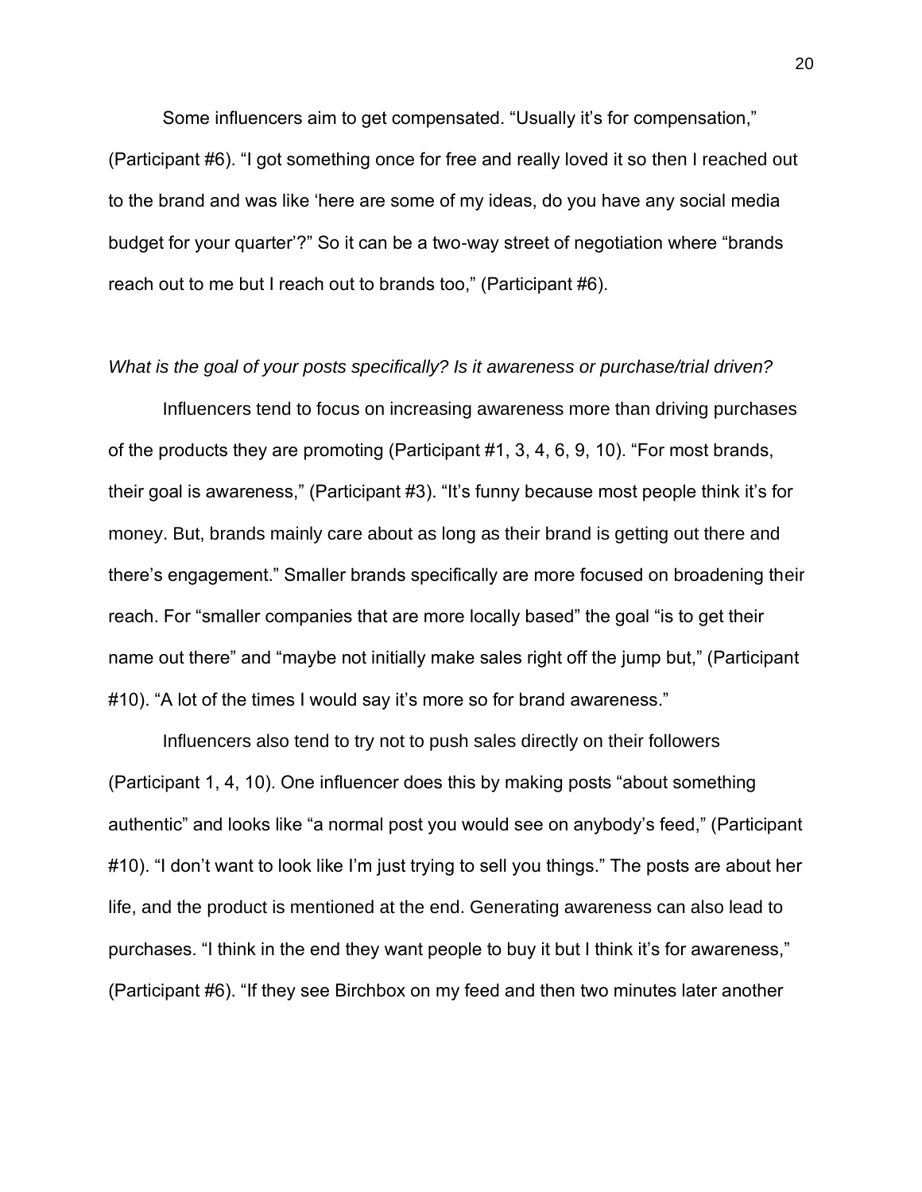Some influencers aim to get compensated. “Usually it’s for compensation,” (Participant #6). “I got something once for free and really loved it so then I reached out to the brand and was like ‘here are some of my ideas, do you have any social media budget for your quarter’?” So it can be a two-way street of negotiation where “brands reach out to me but I reach out to brands too,” (Participant #6).

*What is the goal of your posts specifically? Is it awareness or purchase/trial driven?*

Influencers tend to focus on increasing awareness more than driving purchases of the products they are promoting (Participant #1, 3, 4, 6, 9, 10). “For most brands, their goal is awareness,” (Participant #3). “It’s funny because most people think it’s for money. But, brands mainly care about as long as their brand is getting out there and there’s engagement.” Smaller brands specifically are more focused on broadening their reach. For “smaller companies that are more locally based” the goal “is to get their name out there” and “maybe not initially make sales right off the jump but,” (Participant #10). “A lot of the times I would say it’s more so for brand awareness.”

Influencers also tend to try not to push sales directly on their followers (Participant 1, 4, 10). One influencer does this by making posts “about something authentic” and looks like “a normal post you would see on anybody’s feed,” (Participant #10). “I don’t want to look like I’m just trying to sell you things.” The posts are about her life, and the product is mentioned at the end. Generating awareness can also lead to purchases. “I think in the end they want people to buy it but I think it’s for awareness,” (Participant #6). “If they see Birchbox on my feed and then two minutes later another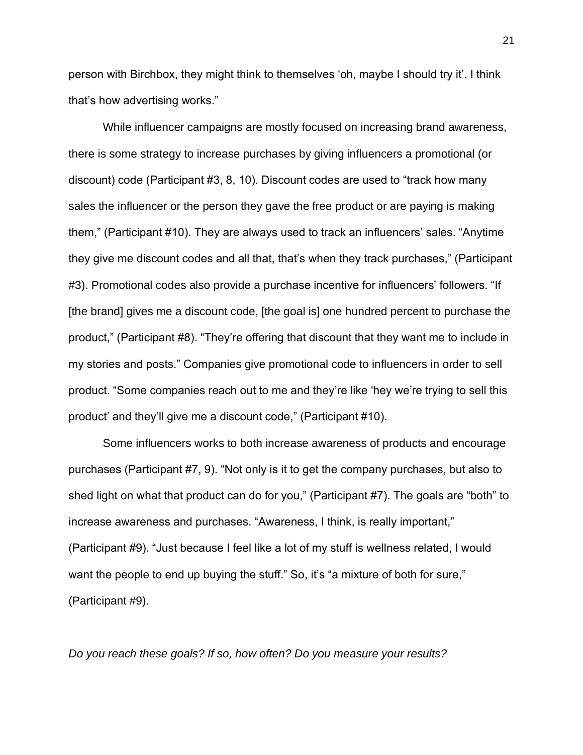person with Birchbox, they might think to themselves 'oh, maybe I should try it'. I think that's how advertising works."

While influencer campaigns are mostly focused on increasing brand awareness, there is some strategy to increase purchases by giving influencers a promotional (or discount) code (Participant #3, 8, 10). Discount codes are used to "track how many sales the influencer or the person they gave the free product or are paying is making them," (Participant #10). They are always used to track an influencers' sales. "Anytime they give me discount codes and all that, that's when they track purchases," (Participant #3). Promotional codes also provide a purchase incentive for influencers' followers. "If [the brand] gives me a discount code, [the goal is] one hundred percent to purchase the product," (Participant #8). "They're offering that discount that they want me to include in my stories and posts." Companies give promotional code to influencers in order to sell product. "Some companies reach out to me and they're like 'hey we're trying to sell this product' and they'll give me a discount code," (Participant #10).

Some influencers works to both increase awareness of products and encourage purchases (Participant #7, 9). "Not only is it to get the company purchases, but also to shed light on what that product can do for you," (Participant #7). The goals are "both" to increase awareness and purchases. "Awareness, I think, is really important," (Participant #9). "Just because I feel like a lot of my stuff is wellness related, I would want the people to end up buying the stuff." So, it's "a mixture of both for sure," (Participant #9).

*Do you reach these goals? If so, how often? Do you measure your results?*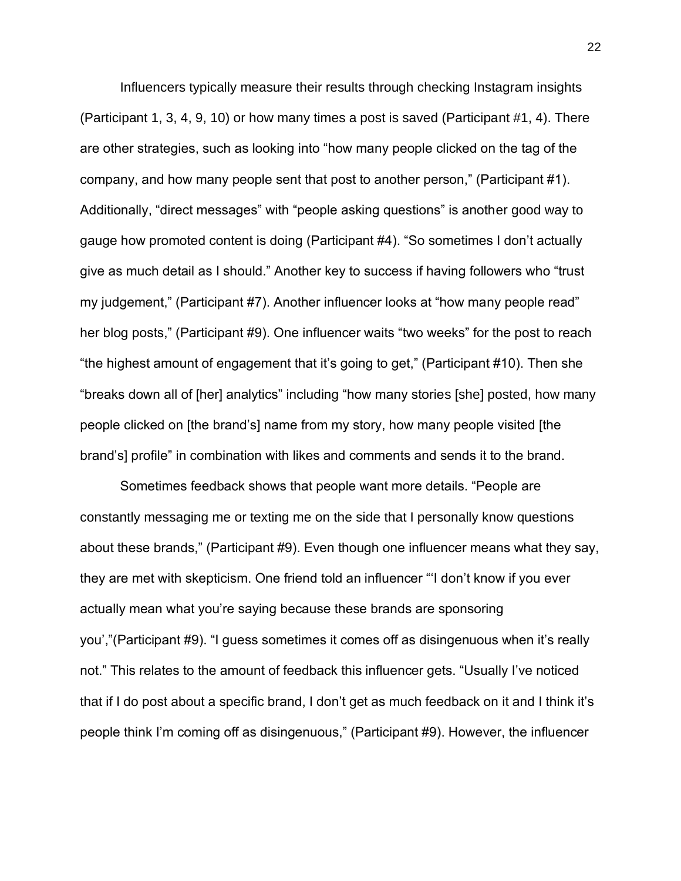Influencers typically measure their results through checking Instagram insights (Participant 1, 3, 4, 9, 10) or how many times a post is saved (Participant #1, 4). There are other strategies, such as looking into "how many people clicked on the tag of the company, and how many people sent that post to another person," (Participant #1). Additionally, "direct messages" with "people asking questions" is another good way to gauge how promoted content is doing (Participant #4). "So sometimes I don't actually give as much detail as I should." Another key to success if having followers who "trust my judgement," (Participant #7). Another influencer looks at "how many people read" her blog posts," (Participant #9). One influencer waits "two weeks" for the post to reach "the highest amount of engagement that it's going to get," (Participant #10). Then she "breaks down all of [her] analytics" including "how many stories [she] posted, how many people clicked on [the brand's] name from my story, how many people visited [the brand's] profile" in combination with likes and comments and sends it to the brand.

Sometimes feedback shows that people want more details. "People are constantly messaging me or texting me on the side that I personally know questions about these brands," (Participant #9). Even though one influencer means what they say, they are met with skepticism. One friend told an influencer "'I don't know if you ever actually mean what you're saying because these brands are sponsoring you',"(Participant #9). "I guess sometimes it comes off as disingenuous when it's really not." This relates to the amount of feedback this influencer gets. "Usually I've noticed that if I do post about a specific brand, I don't get as much feedback on it and I think it's people think I'm coming off as disingenuous," (Participant #9). However, the influencer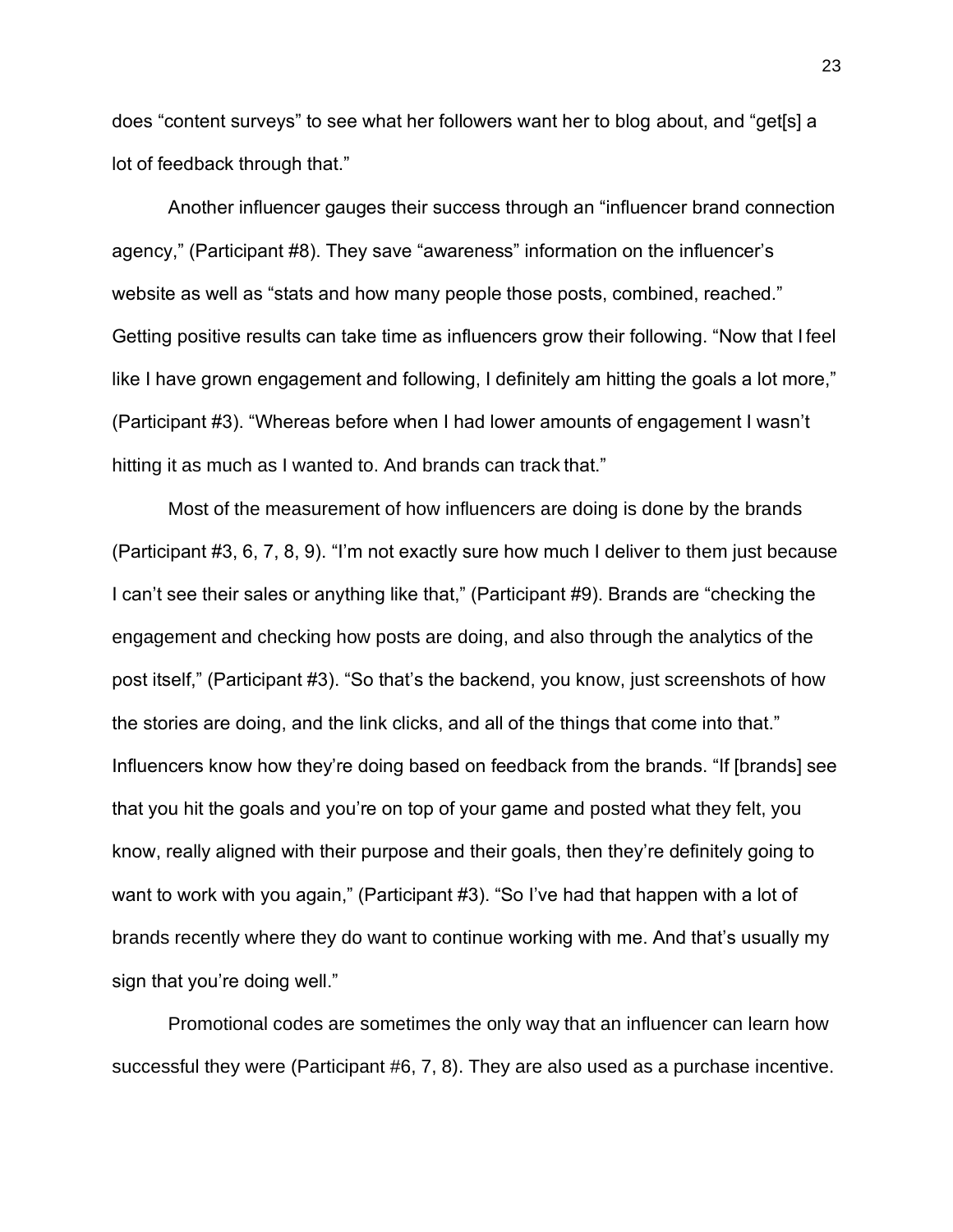does "content surveys" to see what her followers want her to blog about, and "get[s] a lot of feedback through that."

Another influencer gauges their success through an "influencer brand connection agency," (Participant #8). They save "awareness" information on the influencer's website as well as "stats and how many people those posts, combined, reached." Getting positive results can take time as influencers grow their following. "Now that I feel like I have grown engagement and following, I definitely am hitting the goals a lot more," (Participant #3). "Whereas before when I had lower amounts of engagement I wasn't hitting it as much as I wanted to. And brands can track that."

Most of the measurement of how influencers are doing is done by the brands (Participant #3, 6, 7, 8, 9). "I'm not exactly sure how much I deliver to them just because I can't see their sales or anything like that," (Participant #9). Brands are "checking the engagement and checking how posts are doing, and also through the analytics of the post itself," (Participant #3). "So that's the backend, you know, just screenshots of how the stories are doing, and the link clicks, and all of the things that come into that." Influencers know how they're doing based on feedback from the brands. "If [brands] see that you hit the goals and you're on top of your game and posted what they felt, you know, really aligned with their purpose and their goals, then they're definitely going to want to work with you again," (Participant #3). "So I've had that happen with a lot of brands recently where they do want to continue working with me. And that's usually my sign that you're doing well."

Promotional codes are sometimes the only way that an influencer can learn how successful they were (Participant #6, 7, 8). They are also used as a purchase incentive.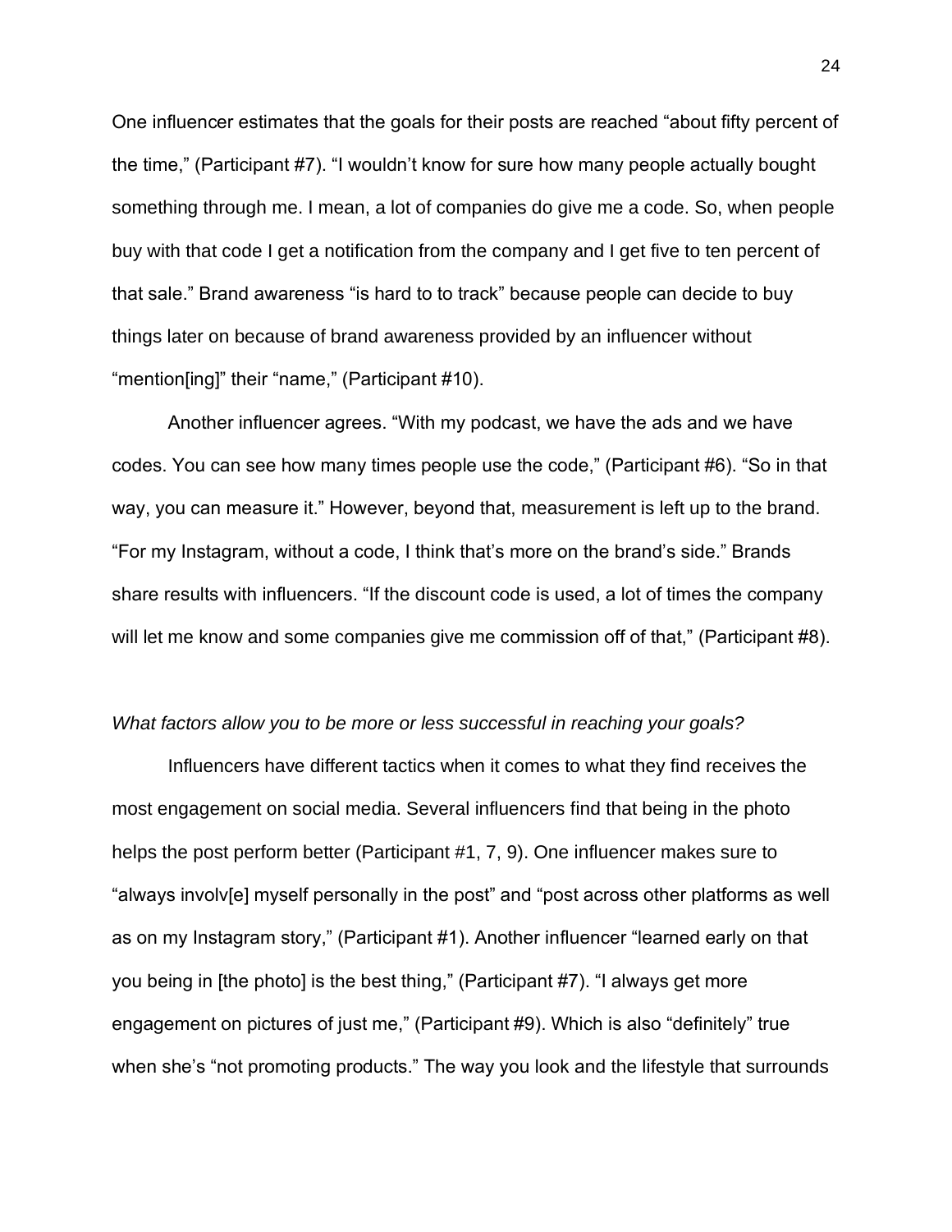One influencer estimates that the goals for their posts are reached "about fifty percent of the time," (Participant #7). "I wouldn't know for sure how many people actually bought something through me. I mean, a lot of companies do give me a code. So, when people buy with that code I get a notification from the company and I get five to ten percent of that sale." Brand awareness "is hard to to track" because people can decide to buy things later on because of brand awareness provided by an influencer without "mention[ing]" their "name," (Participant #10).

Another influencer agrees. "With my podcast, we have the ads and we have codes. You can see how many times people use the code," (Participant #6). "So in that way, you can measure it." However, beyond that, measurement is left up to the brand. "For my Instagram, without a code, I think that's more on the brand's side." Brands share results with influencers. "If the discount code is used, a lot of times the company will let me know and some companies give me commission off of that," (Participant #8).

*What factors allow you to be more or less successful in reaching your goals?*

Influencers have different tactics when it comes to what they find receives the most engagement on social media. Several influencers find that being in the photo helps the post perform better (Participant #1, 7, 9). One influencer makes sure to "always involv[e] myself personally in the post" and "post across other platforms as well as on my Instagram story," (Participant #1). Another influencer "learned early on that you being in [the photo] is the best thing," (Participant #7). "I always get more engagement on pictures of just me," (Participant #9). Which is also "definitely" true when she's "not promoting products." The way you look and the lifestyle that surrounds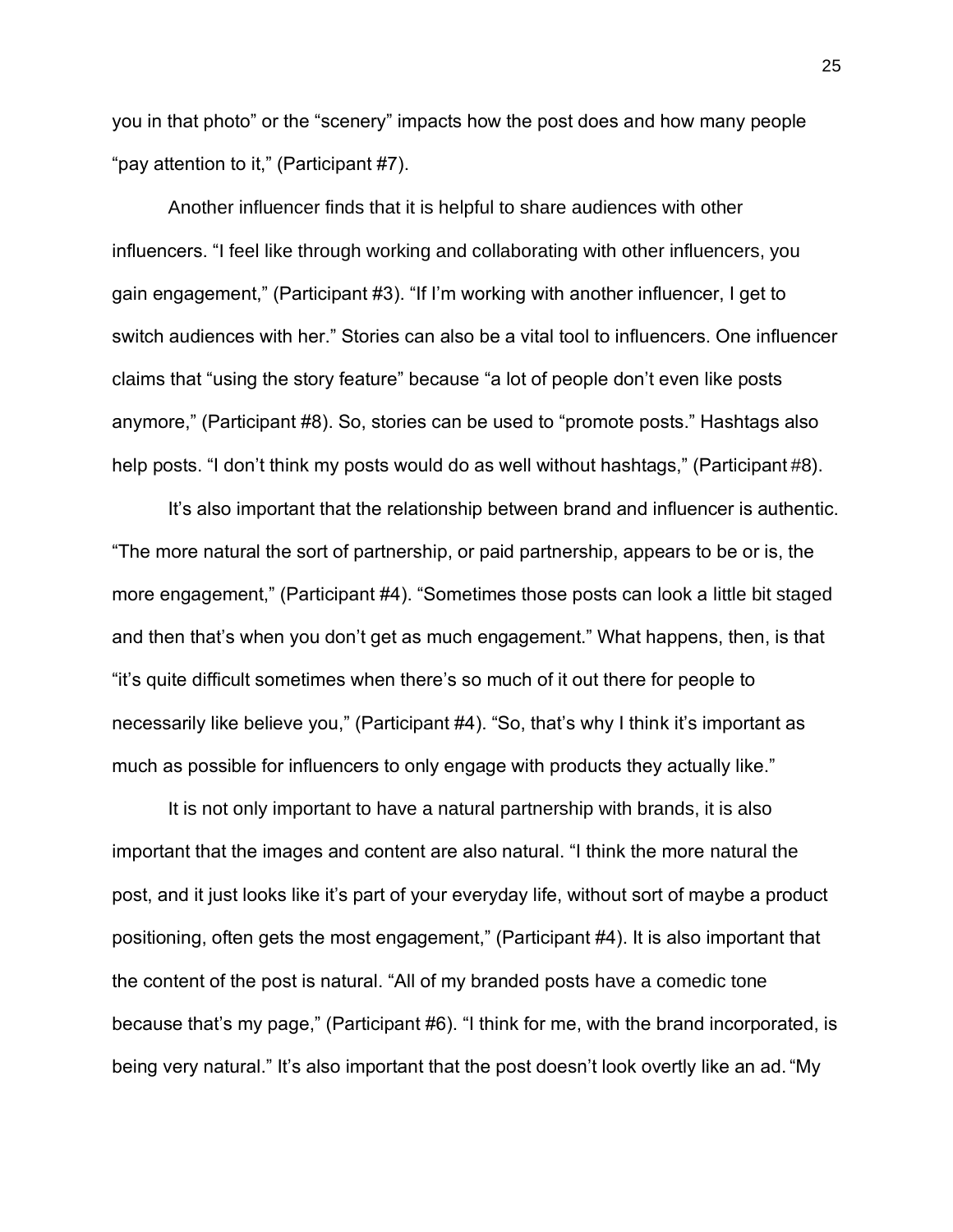you in that photo" or the "scenery" impacts how the post does and how many people "pay attention to it," (Participant #7).

Another influencer finds that it is helpful to share audiences with other influencers. "I feel like through working and collaborating with other influencers, you gain engagement," (Participant #3). "If I'm working with another influencer, I get to switch audiences with her." Stories can also be a vital tool to influencers. One influencer claims that "using the story feature" because "a lot of people don't even like posts anymore," (Participant #8). So, stories can be used to "promote posts." Hashtags also help posts. "I don't think my posts would do as well without hashtags," (Participant #8).

It's also important that the relationship between brand and influencer is authentic. "The more natural the sort of partnership, or paid partnership, appears to be or is, the more engagement," (Participant #4). "Sometimes those posts can look a little bit staged and then that's when you don't get as much engagement." What happens, then, is that "it's quite difficult sometimes when there's so much of it out there for people to necessarily like believe you," (Participant #4). "So, that's why I think it's important as much as possible for influencers to only engage with products they actually like."

It is not only important to have a natural partnership with brands, it is also important that the images and content are also natural. "I think the more natural the post, and it just looks like it's part of your everyday life, without sort of maybe a product positioning, often gets the most engagement," (Participant #4). It is also important that the content of the post is natural. "All of my branded posts have a comedic tone because that's my page," (Participant #6). "I think for me, with the brand incorporated, is being very natural." It's also important that the post doesn't look overtly like an ad. "My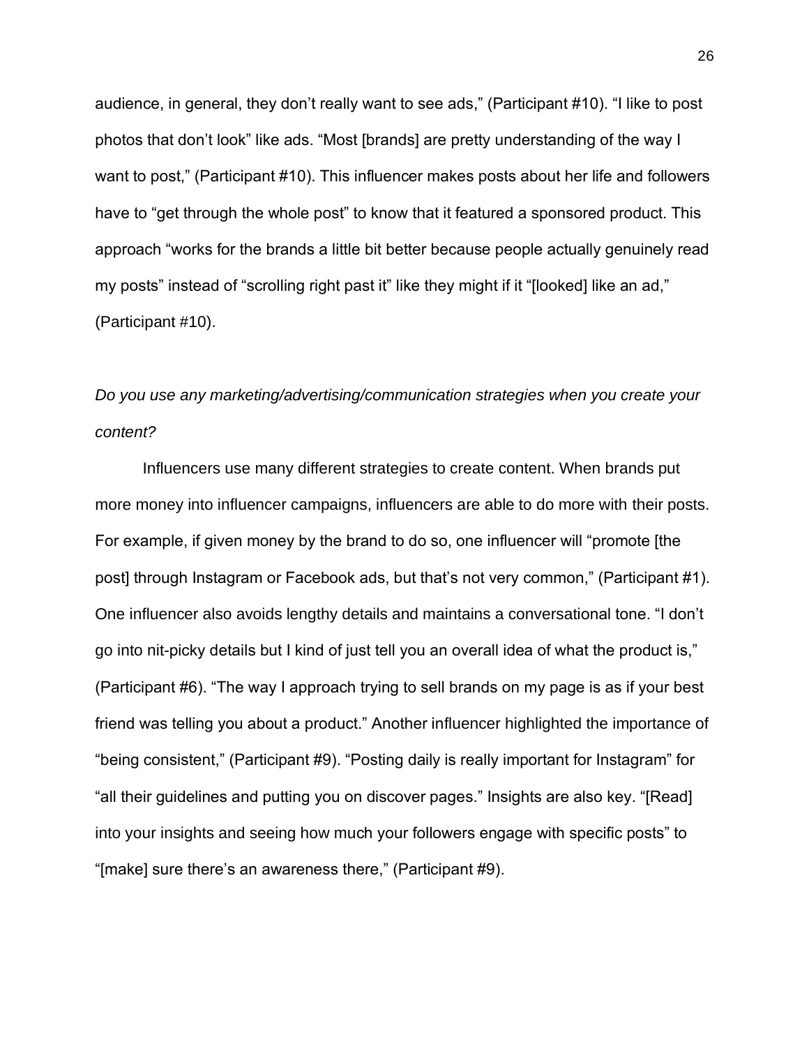audience, in general, they don't really want to see ads," (Participant #10). "I like to post photos that don't look" like ads. "Most [brands] are pretty understanding of the way I want to post," (Participant #10). This influencer makes posts about her life and followers have to "get through the whole post" to know that it featured a sponsored product. This approach "works for the brands a little bit better because people actually genuinely read my posts" instead of "scrolling right past it" like they might if it "[looked] like an ad," (Participant #10).

*Do you use any marketing/advertising/communication strategies when you create your content?*

Influencers use many different strategies to create content. When brands put more money into influencer campaigns, influencers are able to do more with their posts. For example, if given money by the brand to do so, one influencer will "promote [the post] through Instagram or Facebook ads, but that's not very common," (Participant #1). One influencer also avoids lengthy details and maintains a conversational tone. "I don't go into nit-picky details but I kind of just tell you an overall idea of what the product is," (Participant #6). "The way I approach trying to sell brands on my page is as if your best friend was telling you about a product." Another influencer highlighted the importance of "being consistent," (Participant #9). "Posting daily is really important for Instagram" for "all their guidelines and putting you on discover pages." Insights are also key. "[Read] into your insights and seeing how much your followers engage with specific posts" to "[make] sure there's an awareness there," (Participant #9).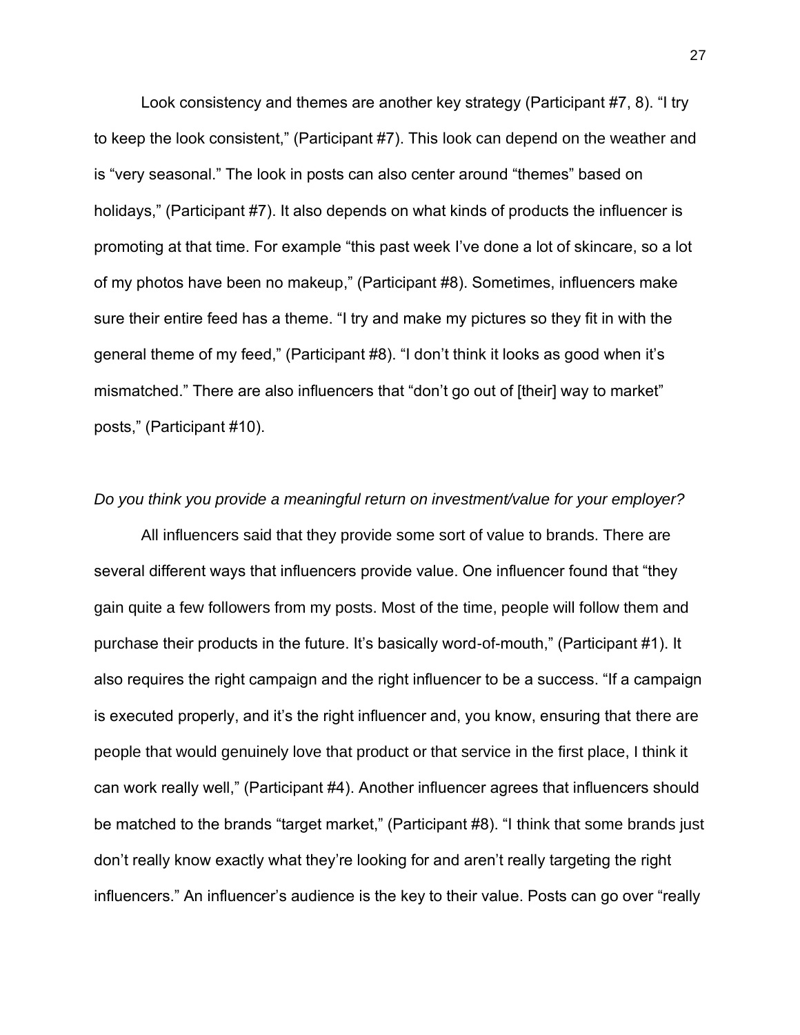Look consistency and themes are another key strategy (Participant #7, 8). "I try to keep the look consistent," (Participant #7). This look can depend on the weather and is "very seasonal." The look in posts can also center around "themes" based on holidays," (Participant #7). It also depends on what kinds of products the influencer is promoting at that time. For example "this past week I've done a lot of skincare, so a lot of my photos have been no makeup," (Participant #8). Sometimes, influencers make sure their entire feed has a theme. "I try and make my pictures so they fit in with the general theme of my feed," (Participant #8). "I don't think it looks as good when it's mismatched." There are also influencers that "don't go out of [their] way to market" posts," (Participant #10).

*Do you think you provide a meaningful return on investment/value for your employer?*

All influencers said that they provide some sort of value to brands. There are several different ways that influencers provide value. One influencer found that "they gain quite a few followers from my posts. Most of the time, people will follow them and purchase their products in the future. It's basically word-of-mouth," (Participant #1). It also requires the right campaign and the right influencer to be a success. "If a campaign is executed properly, and it's the right influencer and, you know, ensuring that there are people that would genuinely love that product or that service in the first place, I think it can work really well," (Participant #4). Another influencer agrees that influencers should be matched to the brands "target market," (Participant #8). "I think that some brands just don't really know exactly what they're looking for and aren't really targeting the right influencers." An influencer's audience is the key to their value. Posts can go over "really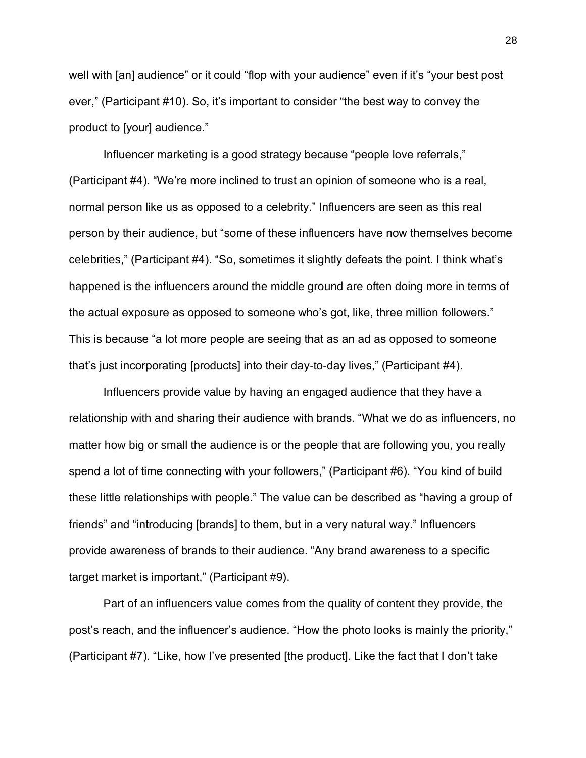well with [an] audience" or it could "flop with your audience" even if it's "your best post ever," (Participant #10). So, it's important to consider "the best way to convey the product to [your] audience."

Influencer marketing is a good strategy because "people love referrals," (Participant #4). "We're more inclined to trust an opinion of someone who is a real, normal person like us as opposed to a celebrity." Influencers are seen as this real person by their audience, but "some of these influencers have now themselves become celebrities," (Participant #4). "So, sometimes it slightly defeats the point. I think what's happened is the influencers around the middle ground are often doing more in terms of the actual exposure as opposed to someone who's got, like, three million followers." This is because "a lot more people are seeing that as an ad as opposed to someone that's just incorporating [products] into their day-to-day lives," (Participant #4).

Influencers provide value by having an engaged audience that they have a relationship with and sharing their audience with brands. "What we do as influencers, no matter how big or small the audience is or the people that are following you, you really spend a lot of time connecting with your followers," (Participant #6). "You kind of build these little relationships with people." The value can be described as "having a group of friends" and "introducing [brands] to them, but in a very natural way." Influencers provide awareness of brands to their audience. "Any brand awareness to a specific target market is important," (Participant #9).

Part of an influencers value comes from the quality of content they provide, the post's reach, and the influencer's audience. "How the photo looks is mainly the priority," (Participant #7). "Like, how I've presented [the product]. Like the fact that I don't take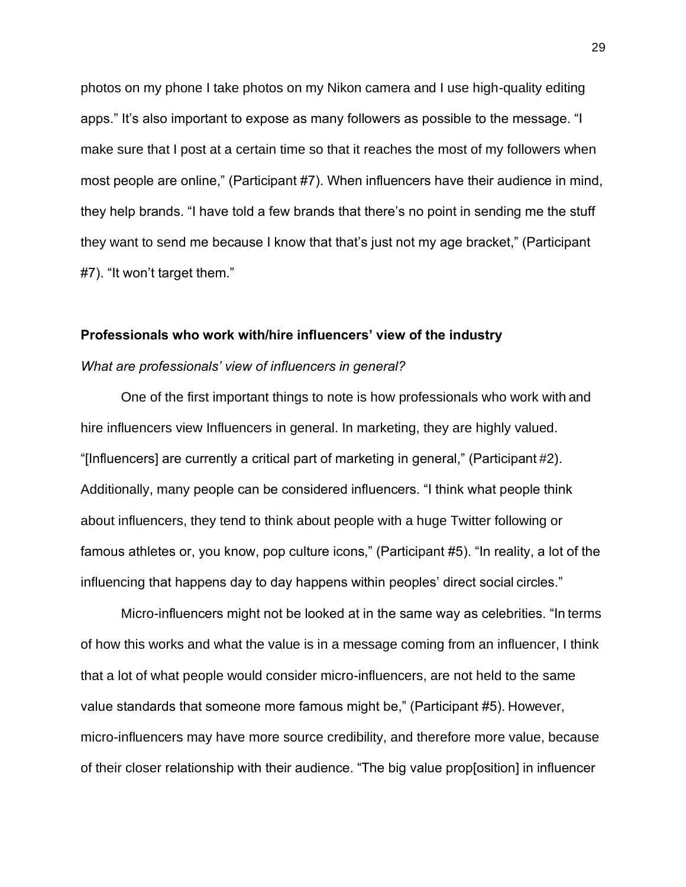photos on my phone I take photos on my Nikon camera and I use high-quality editing apps." It's also important to expose as many followers as possible to the message. "I make sure that I post at a certain time so that it reaches the most of my followers when most people are online," (Participant #7). When influencers have their audience in mind, they help brands. "I have told a few brands that there's no point in sending me the stuff they want to send me because I know that that's just not my age bracket," (Participant #7). "It won't target them."

**Professionals who work with/hire influencers' view of the industry**

*What are professionals' view of influencers in general?*

One of the first important things to note is how professionals who work with and hire influencers view Influencers in general. In marketing, they are highly valued. "[Influencers] are currently a critical part of marketing in general," (Participant #2). Additionally, many people can be considered influencers. "I think what people think about influencers, they tend to think about people with a huge Twitter following or famous athletes or, you know, pop culture icons," (Participant #5). "In reality, a lot of the influencing that happens day to day happens within peoples' direct social circles."

Micro-influencers might not be looked at in the same way as celebrities. "In terms of how this works and what the value is in a message coming from an influencer, I think that a lot of what people would consider micro-influencers, are not held to the same value standards that someone more famous might be," (Participant #5). However, micro-influencers may have more source credibility, and therefore more value, because of their closer relationship with their audience. "The big value prop[osition] in influencer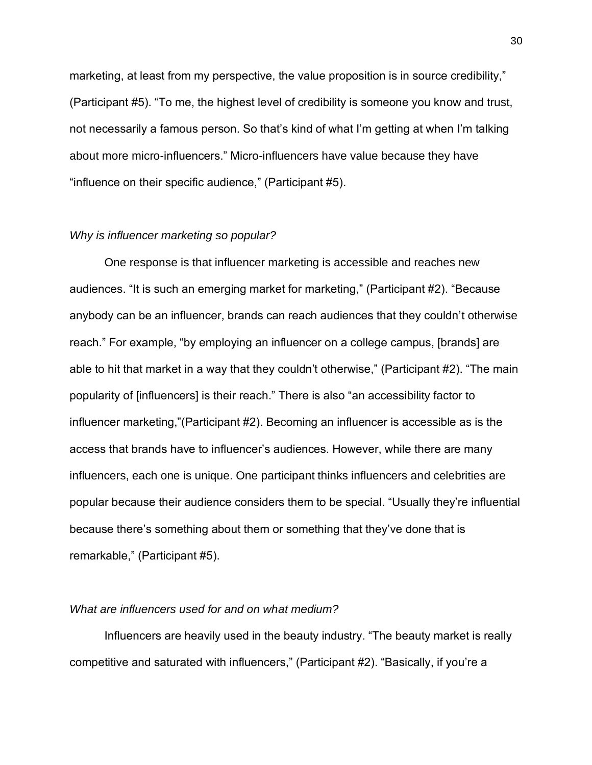marketing, at least from my perspective, the value proposition is in source credibility," (Participant #5). "To me, the highest level of credibility is someone you know and trust, not necessarily a famous person. So that's kind of what I'm getting at when I'm talking about more micro-influencers." Micro-influencers have value because they have "influence on their specific audience," (Participant #5).

*Why is influencer marketing so popular?*

One response is that influencer marketing is accessible and reaches new audiences. "It is such an emerging market for marketing," (Participant #2). "Because anybody can be an influencer, brands can reach audiences that they couldn't otherwise reach." For example, "by employing an influencer on a college campus, [brands] are able to hit that market in a way that they couldn't otherwise," (Participant #2). "The main popularity of [influencers] is their reach." There is also "an accessibility factor to influencer marketing,"(Participant #2). Becoming an influencer is accessible as is the access that brands have to influencer's audiences. However, while there are many influencers, each one is unique. One participant thinks influencers and celebrities are popular because their audience considers them to be special. "Usually they're influential because there's something about them or something that they've done that is remarkable," (Participant #5).

*What are influencers used for and on what medium?*

Influencers are heavily used in the beauty industry. "The beauty market is really competitive and saturated with influencers," (Participant #2). "Basically, if you're a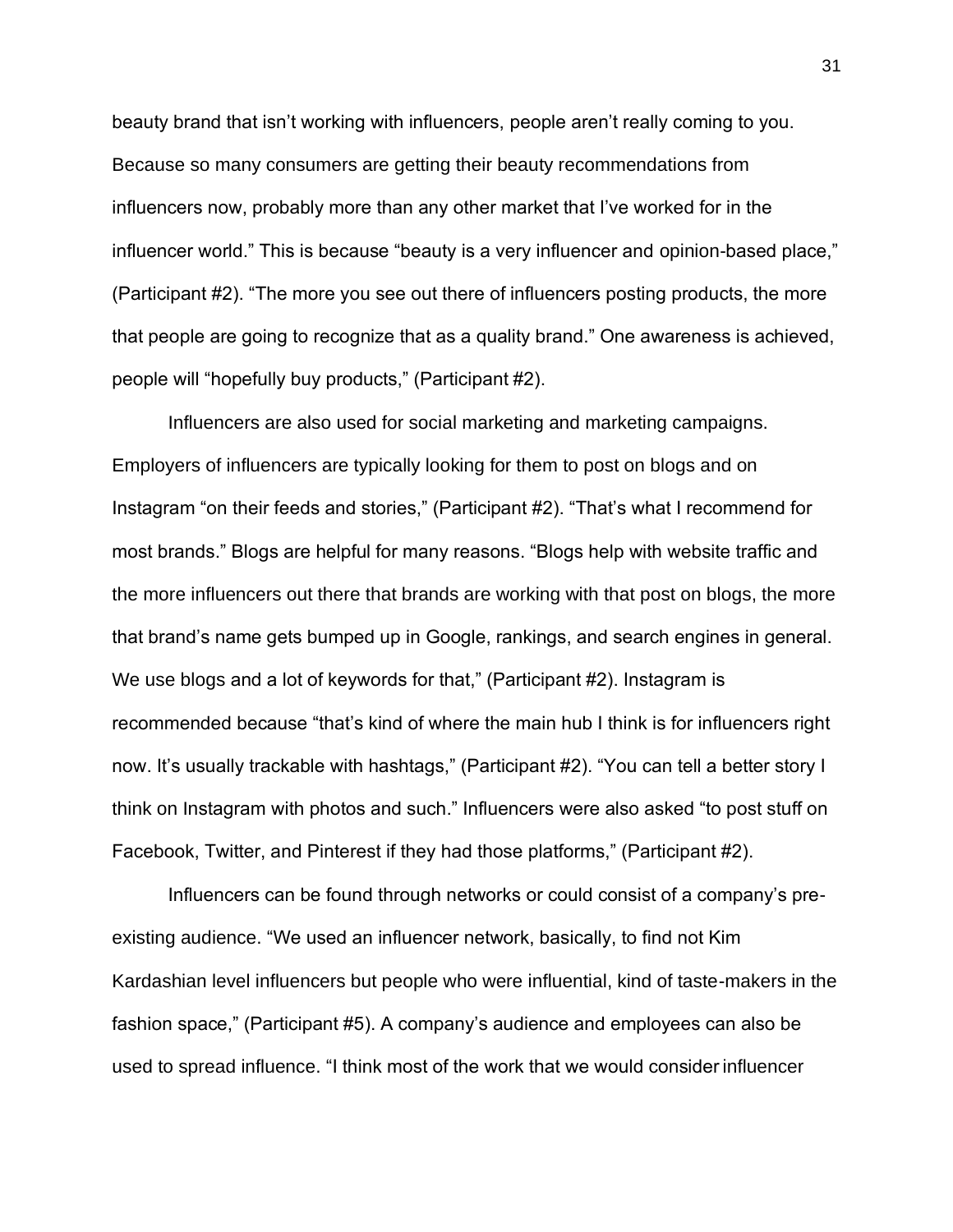beauty brand that isn't working with influencers, people aren't really coming to you. Because so many consumers are getting their beauty recommendations from influencers now, probably more than any other market that I've worked for in the influencer world." This is because "beauty is a very influencer and opinion-based place," (Participant #2). "The more you see out there of influencers posting products, the more that people are going to recognize that as a quality brand." One awareness is achieved, people will "hopefully buy products," (Participant #2).

Influencers are also used for social marketing and marketing campaigns. Employers of influencers are typically looking for them to post on blogs and on Instagram "on their feeds and stories," (Participant #2). "That's what I recommend for most brands." Blogs are helpful for many reasons. "Blogs help with website traffic and the more influencers out there that brands are working with that post on blogs, the more that brand's name gets bumped up in Google, rankings, and search engines in general. We use blogs and a lot of keywords for that," (Participant #2). Instagram is recommended because "that's kind of where the main hub I think is for influencers right now. It's usually trackable with hashtags," (Participant #2). "You can tell a better story I think on Instagram with photos and such." Influencers were also asked "to post stuff on Facebook, Twitter, and Pinterest if they had those platforms," (Participant #2).

Influencers can be found through networks or could consist of a company's pre-existing audience. "We used an influencer network, basically, to find not Kim Kardashian level influencers but people who were influential, kind of taste-makers in the fashion space," (Participant #5). A company's audience and employees can also be used to spread influence. "I think most of the work that we would consider influencer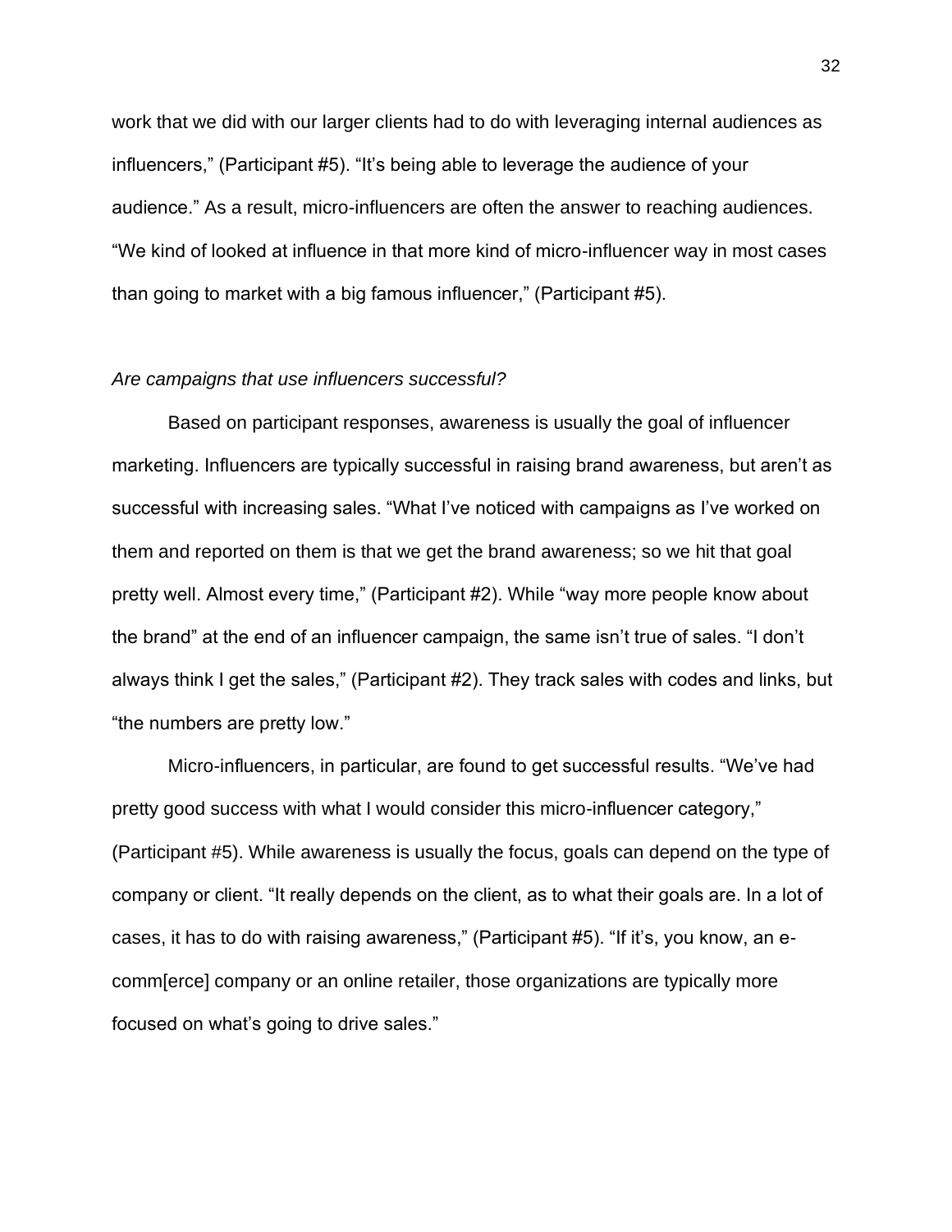work that we did with our larger clients had to do with leveraging internal audiences as influencers," (Participant #5). "It's being able to leverage the audience of your audience." As a result, micro-influencers are often the answer to reaching audiences. "We kind of looked at influence in that more kind of micro-influencer way in most cases than going to market with a big famous influencer," (Participant #5).

*Are campaigns that use influencers successful?*

Based on participant responses, awareness is usually the goal of influencer marketing. Influencers are typically successful in raising brand awareness, but aren't as successful with increasing sales. "What I've noticed with campaigns as I've worked on them and reported on them is that we get the brand awareness; so we hit that goal pretty well. Almost every time," (Participant #2). While "way more people know about the brand" at the end of an influencer campaign, the same isn't true of sales. "I don't always think I get the sales," (Participant #2). They track sales with codes and links, but "the numbers are pretty low."

Micro-influencers, in particular, are found to get successful results. "We've had pretty good success with what I would consider this micro-influencer category," (Participant #5). While awareness is usually the focus, goals can depend on the type of company or client. "It really depends on the client, as to what their goals are. In a lot of cases, it has to do with raising awareness," (Participant #5). "If it's, you know, an e-comm[erce] company or an online retailer, those organizations are typically more focused on what's going to drive sales."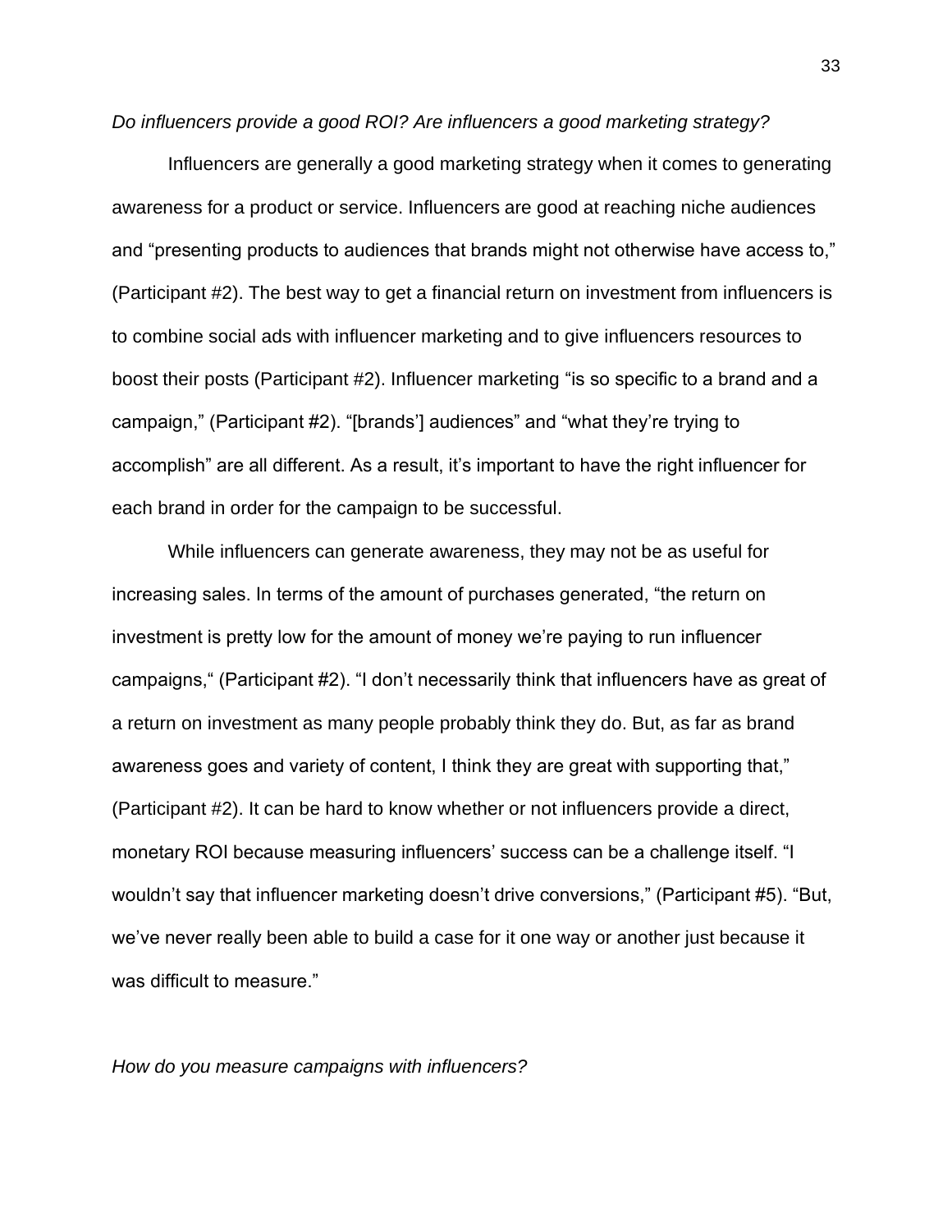*Do influencers provide a good ROI? Are influencers a good marketing strategy?*

Influencers are generally a good marketing strategy when it comes to generating awareness for a product or service. Influencers are good at reaching niche audiences and "presenting products to audiences that brands might not otherwise have access to," (Participant #2). The best way to get a financial return on investment from influencers is to combine social ads with influencer marketing and to give influencers resources to boost their posts (Participant #2). Influencer marketing "is so specific to a brand and a campaign," (Participant #2). "[brands'] audiences" and "what they're trying to accomplish" are all different. As a result, it's important to have the right influencer for each brand in order for the campaign to be successful.

While influencers can generate awareness, they may not be as useful for increasing sales. In terms of the amount of purchases generated, "the return on investment is pretty low for the amount of money we're paying to run influencer campaigns," (Participant #2). "I don't necessarily think that influencers have as great of a return on investment as many people probably think they do. But, as far as brand awareness goes and variety of content, I think they are great with supporting that," (Participant #2). It can be hard to know whether or not influencers provide a direct, monetary ROI because measuring influencers' success can be a challenge itself. "I wouldn't say that influencer marketing doesn't drive conversions," (Participant #5). "But, we've never really been able to build a case for it one way or another just because it was difficult to measure."

*How do you measure campaigns with influencers?*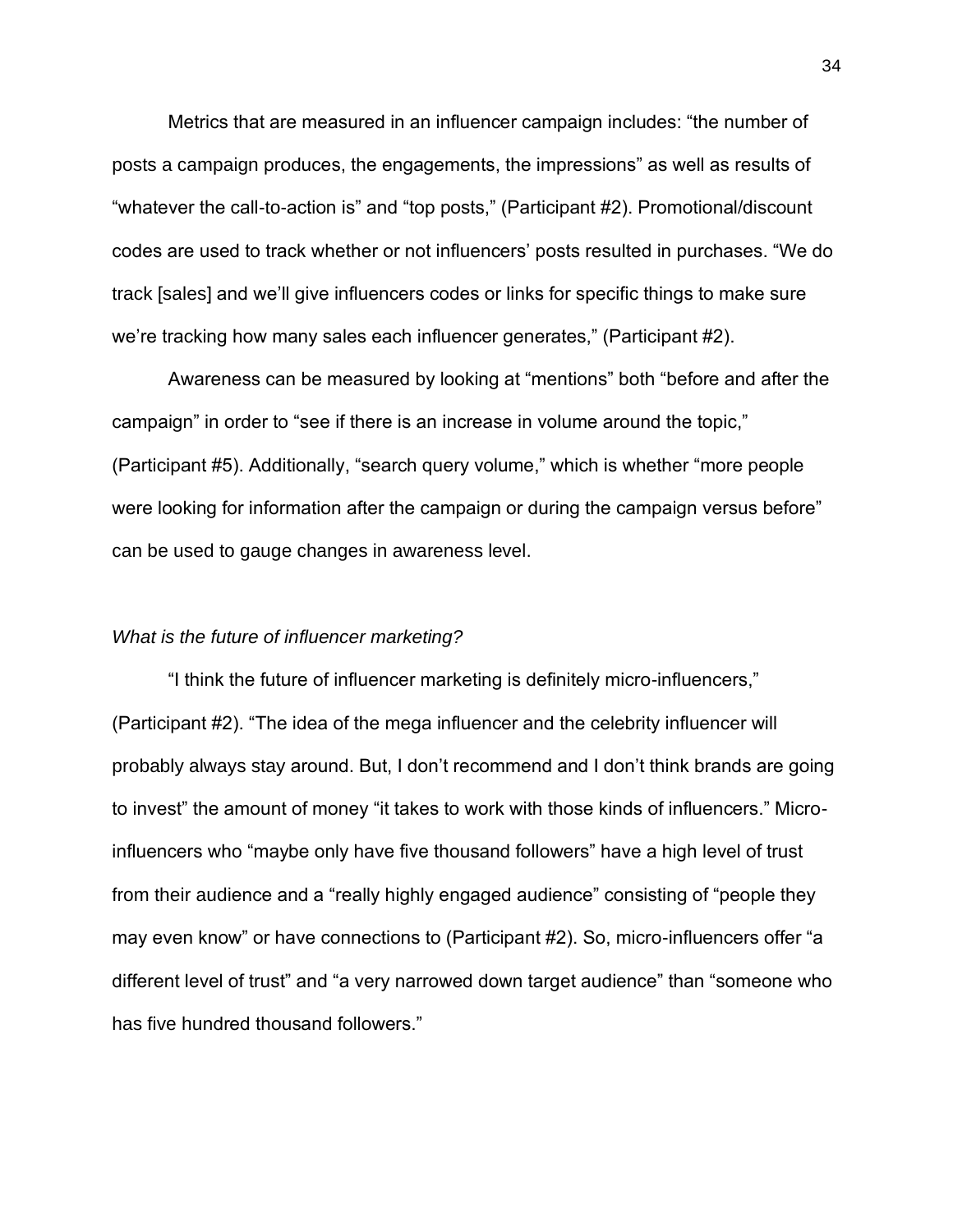Metrics that are measured in an influencer campaign includes: “the number of posts a campaign produces, the engagements, the impressions” as well as results of “whatever the call-to-action is” and “top posts,” (Participant #2). Promotional/discount codes are used to track whether or not influencers’ posts resulted in purchases. “We do track [sales] and we’ll give influencers codes or links for specific things to make sure we’re tracking how many sales each influencer generates,” (Participant #2).

Awareness can be measured by looking at “mentions” both “before and after the campaign” in order to “see if there is an increase in volume around the topic,” (Participant #5). Additionally, “search query volume,” which is whether “more people were looking for information after the campaign or during the campaign versus before” can be used to gauge changes in awareness level.

*What is the future of influencer marketing?*

“I think the future of influencer marketing is definitely micro-influencers,” (Participant #2). “The idea of the mega influencer and the celebrity influencer will probably always stay around. But, I don’t recommend and I don’t think brands are going to invest” the amount of money “it takes to work with those kinds of influencers.” Micro-influencers who “maybe only have five thousand followers” have a high level of trust from their audience and a “really highly engaged audience” consisting of “people they may even know” or have connections to (Participant #2). So, micro-influencers offer “a different level of trust” and “a very narrowed down target audience” than “someone who has five hundred thousand followers.”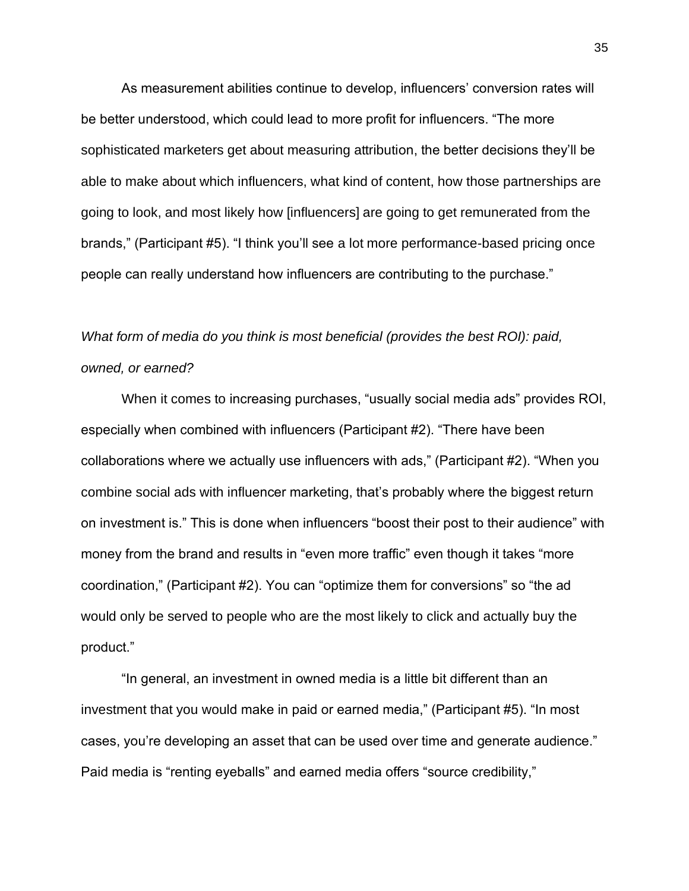As measurement abilities continue to develop, influencers' conversion rates will be better understood, which could lead to more profit for influencers. "The more sophisticated marketers get about measuring attribution, the better decisions they'll be able to make about which influencers, what kind of content, how those partnerships are going to look, and most likely how [influencers] are going to get remunerated from the brands," (Participant #5). "I think you'll see a lot more performance-based pricing once people can really understand how influencers are contributing to the purchase."

*What form of media do you think is most beneficial (provides the best ROI): paid, owned, or earned?*

When it comes to increasing purchases, "usually social media ads" provides ROI, especially when combined with influencers (Participant #2). "There have been collaborations where we actually use influencers with ads," (Participant #2). "When you combine social ads with influencer marketing, that's probably where the biggest return on investment is." This is done when influencers "boost their post to their audience" with money from the brand and results in "even more traffic" even though it takes "more coordination," (Participant #2). You can "optimize them for conversions" so "the ad would only be served to people who are the most likely to click and actually buy the product."

"In general, an investment in owned media is a little bit different than an investment that you would make in paid or earned media," (Participant #5). "In most cases, you're developing an asset that can be used over time and generate audience." Paid media is "renting eyeballs" and earned media offers "source credibility,"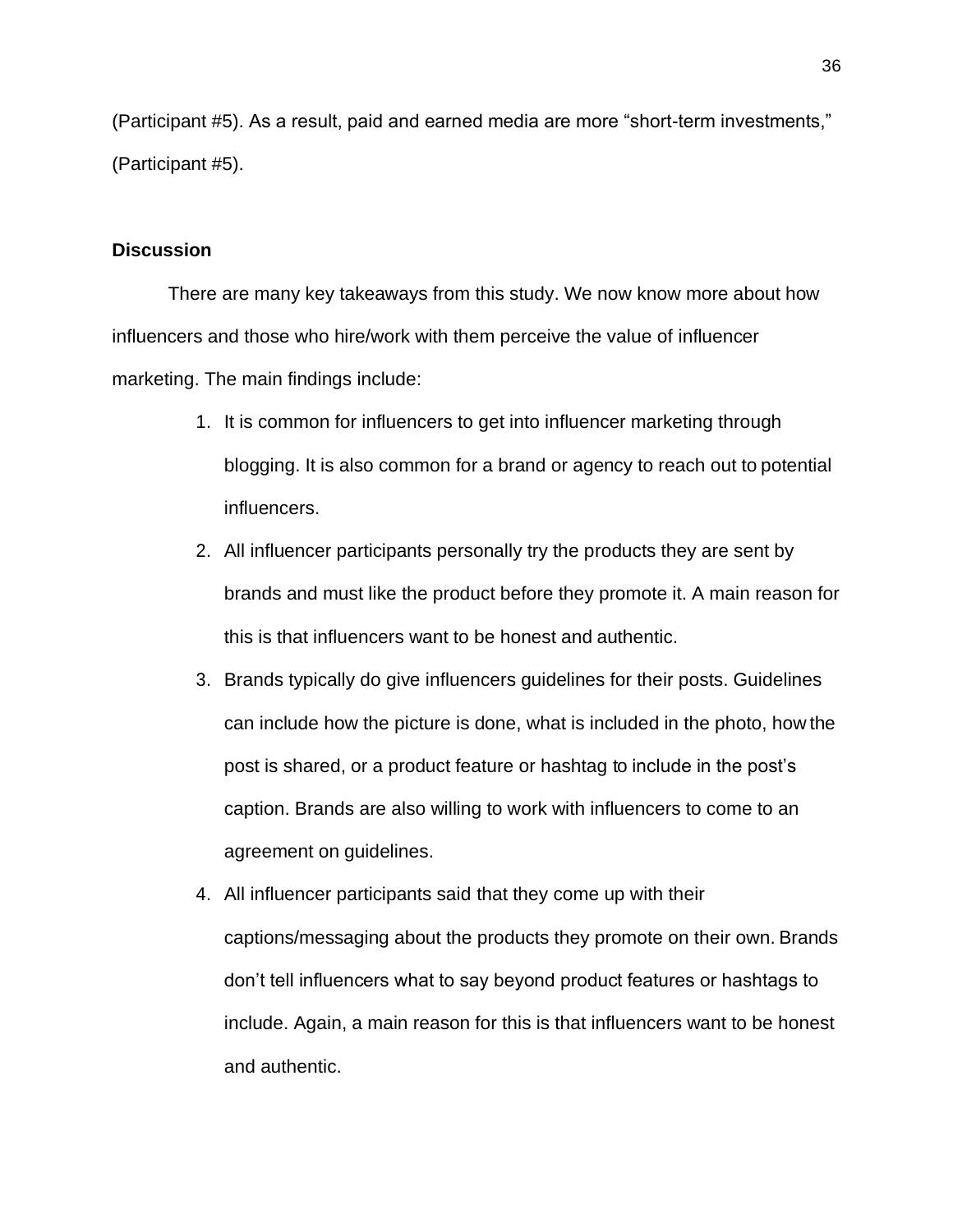(Participant #5). As a result, paid and earned media are more “short-term investments,” (Participant #5).

## Discussion

There are many key takeaways from this study. We now know more about how influencers and those who hire/work with them perceive the value of influencer marketing. The main findings include:

1. It is common for influencers to get into influencer marketing through blogging. It is also common for a brand or agency to reach out to potential influencers.
2. All influencer participants personally try the products they are sent by brands and must like the product before they promote it. A main reason for this is that influencers want to be honest and authentic.
3. Brands typically do give influencers guidelines for their posts. Guidelines can include how the picture is done, what is included in the photo, how the post is shared, or a product feature or hashtag to include in the post’s caption. Brands are also willing to work with influencers to come to an agreement on guidelines.
4. All influencer participants said that they come up with their captions/messaging about the products they promote on their own. Brands don’t tell influencers what to say beyond product features or hashtags to include. Again, a main reason for this is that influencers want to be honest and authentic.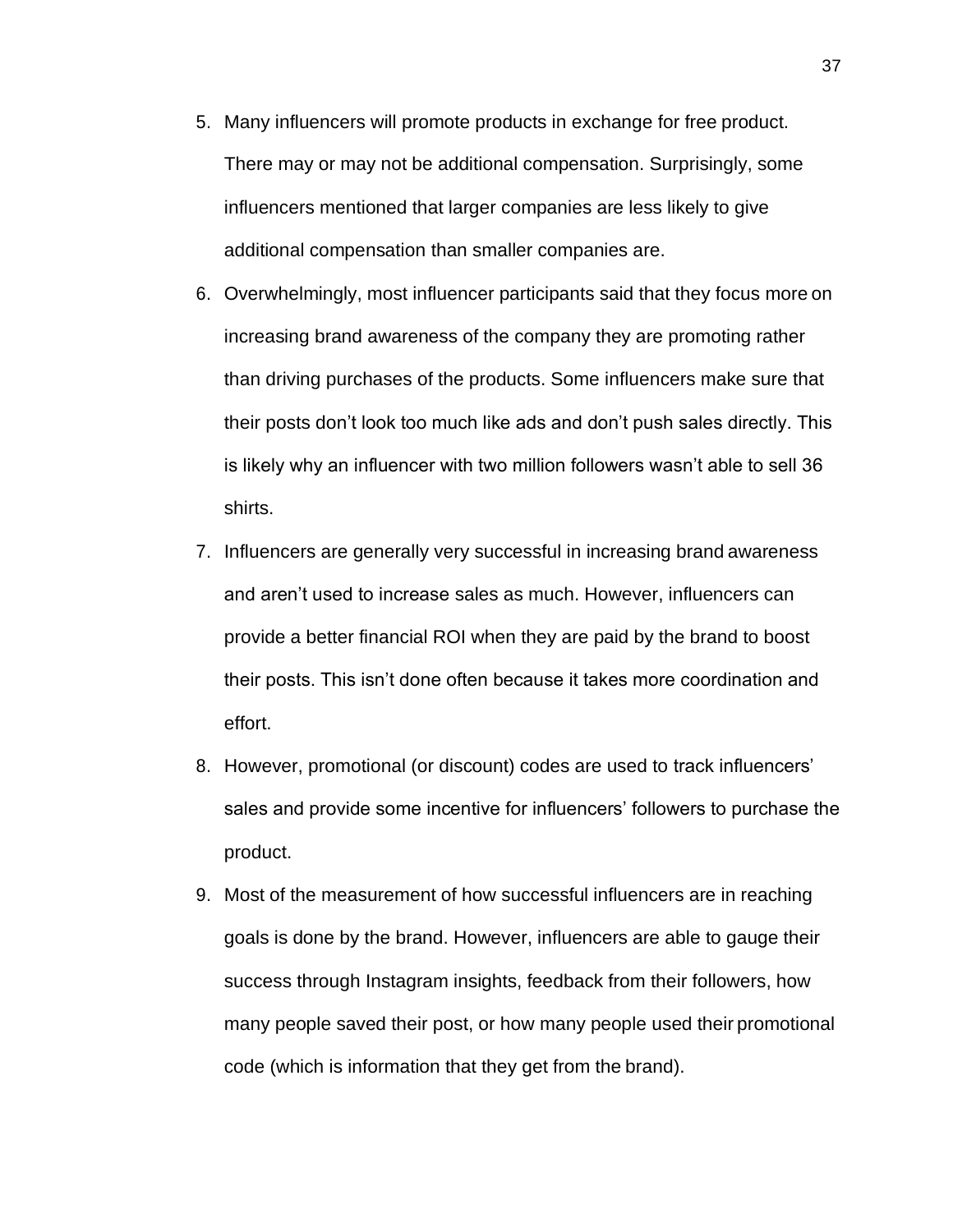5. Many influencers will promote products in exchange for free product. There may or may not be additional compensation. Surprisingly, some influencers mentioned that larger companies are less likely to give additional compensation than smaller companies are.
6. Overwhelmingly, most influencer participants said that they focus more on increasing brand awareness of the company they are promoting rather than driving purchases of the products. Some influencers make sure that their posts don't look too much like ads and don't push sales directly. This is likely why an influencer with two million followers wasn't able to sell 36 shirts.
7. Influencers are generally very successful in increasing brand awareness and aren't used to increase sales as much. However, influencers can provide a better financial ROI when they are paid by the brand to boost their posts. This isn't done often because it takes more coordination and effort.
8. However, promotional (or discount) codes are used to track influencers' sales and provide some incentive for influencers' followers to purchase the product.
9. Most of the measurement of how successful influencers are in reaching goals is done by the brand. However, influencers are able to gauge their success through Instagram insights, feedback from their followers, how many people saved their post, or how many people used their promotional code (which is information that they get from the brand).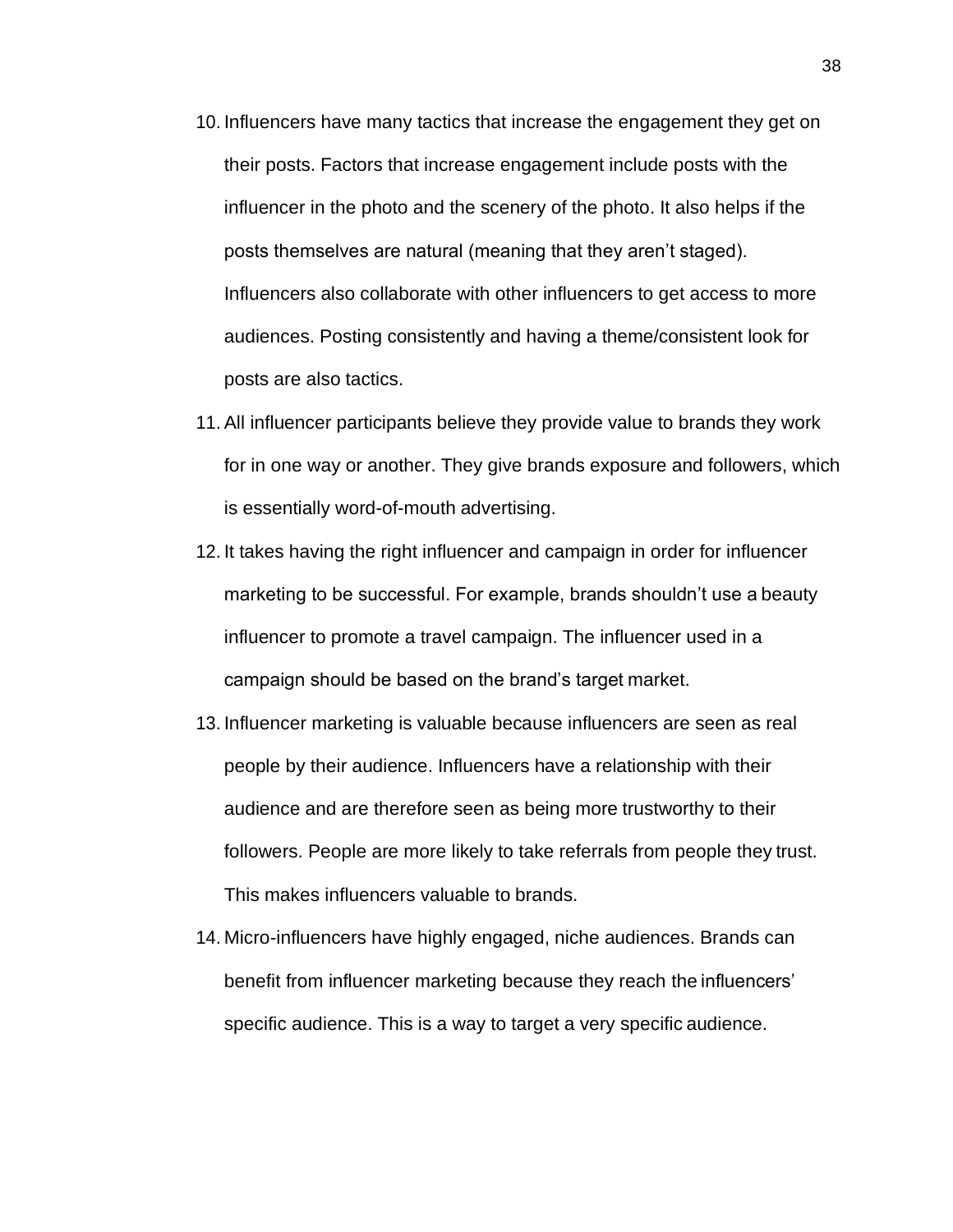10. Influencers have many tactics that increase the engagement they get on their posts. Factors that increase engagement include posts with the influencer in the photo and the scenery of the photo. It also helps if the posts themselves are natural (meaning that they aren't staged). Influencers also collaborate with other influencers to get access to more audiences. Posting consistently and having a theme/consistent look for posts are also tactics.
11. All influencer participants believe they provide value to brands they work for in one way or another. They give brands exposure and followers, which is essentially word-of-mouth advertising.
12. It takes having the right influencer and campaign in order for influencer marketing to be successful. For example, brands shouldn't use a beauty influencer to promote a travel campaign. The influencer used in a campaign should be based on the brand's target market.
13. Influencer marketing is valuable because influencers are seen as real people by their audience. Influencers have a relationship with their audience and are therefore seen as being more trustworthy to their followers. People are more likely to take referrals from people they trust. This makes influencers valuable to brands.
14. Micro-influencers have highly engaged, niche audiences. Brands can benefit from influencer marketing because they reach the influencers' specific audience. This is a way to target a very specific audience.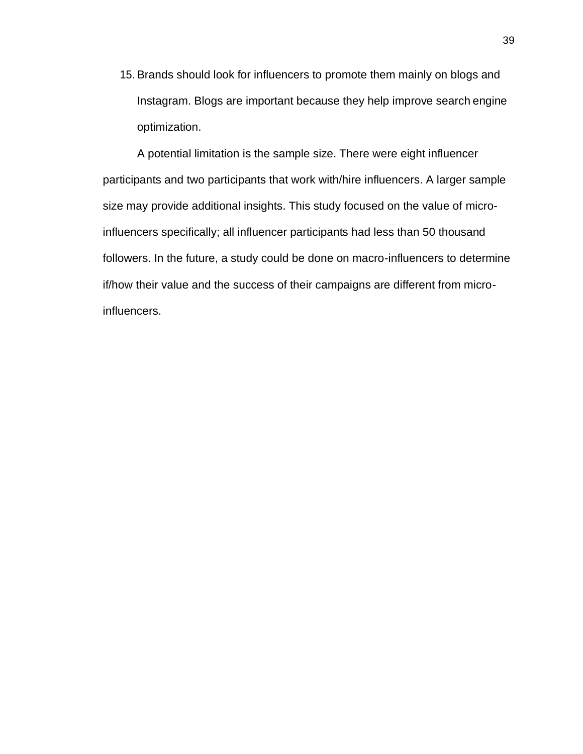15. Brands should look for influencers to promote them mainly on blogs and Instagram. Blogs are important because they help improve search engine optimization.

A potential limitation is the sample size. There were eight influencer participants and two participants that work with/hire influencers. A larger sample size may provide additional insights. This study focused on the value of micro-influencers specifically; all influencer participants had less than 50 thousand followers. In the future, a study could be done on macro-influencers to determine if/how their value and the success of their campaigns are different from micro-influencers.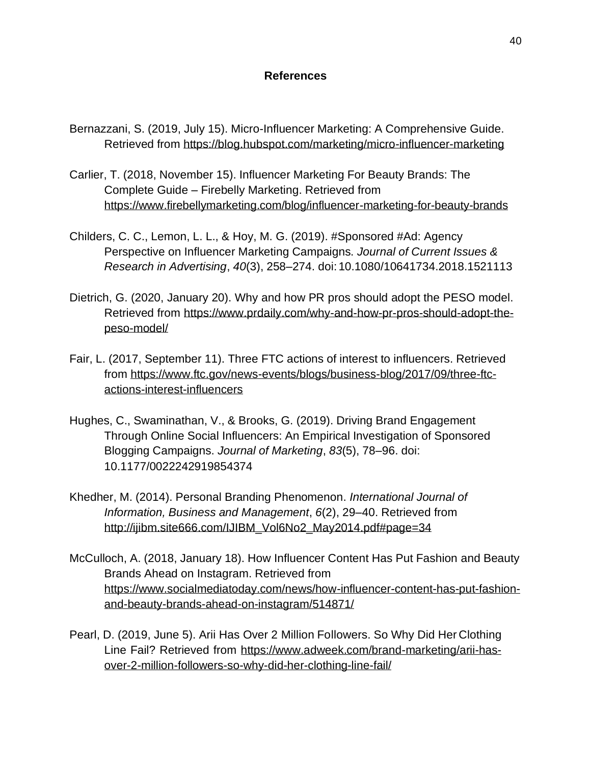# References

Bernazzani, S. (2019, July 15). Micro-Influencer Marketing: A Comprehensive Guide. Retrieved from https://blog.hubspot.com/marketing/micro-influencer-marketing

Carlier, T. (2018, November 15). Influencer Marketing For Beauty Brands: The Complete Guide – Firebelly Marketing. Retrieved from https://www.firebellymarketing.com/blog/influencer-marketing-for-beauty-brands

Childers, C. C., Lemon, L. L., & Hoy, M. G. (2019). #Sponsored #Ad: Agency Perspective on Influencer Marketing Campaigns. *Journal of Current Issues & Research in Advertising*, *40*(3), 258–274. doi: 10.1080/10641734.2018.1521113

Dietrich, G. (2020, January 20). Why and how PR pros should adopt the PESO model. Retrieved from https://www.prdaily.com/why-and-how-pr-pros-should-adopt-the-peso-model/

Fair, L. (2017, September 11). Three FTC actions of interest to influencers. Retrieved from https://www.ftc.gov/news-events/blogs/business-blog/2017/09/three-ftc-actions-interest-influencers

Hughes, C., Swaminathan, V., & Brooks, G. (2019). Driving Brand Engagement Through Online Social Influencers: An Empirical Investigation of Sponsored Blogging Campaigns. *Journal of Marketing*, *83*(5), 78–96. doi: 10.1177/0022242919854374

Khedher, M. (2014). Personal Branding Phenomenon. *International Journal of Information, Business and Management*, *6*(2), 29–40. Retrieved from http://ijibm.site666.com/IJIBM_Vol6No2_May2014.pdf#page=34

McCulloch, A. (2018, January 18). How Influencer Content Has Put Fashion and Beauty Brands Ahead on Instagram. Retrieved from https://www.socialmediatoday.com/news/how-influencer-content-has-put-fashion-and-beauty-brands-ahead-on-instagram/514871/

Pearl, D. (2019, June 5). Arii Has Over 2 Million Followers. So Why Did Her Clothing Line Fail? Retrieved from https://www.adweek.com/brand-marketing/arii-has-over-2-million-followers-so-why-did-her-clothing-line-fail/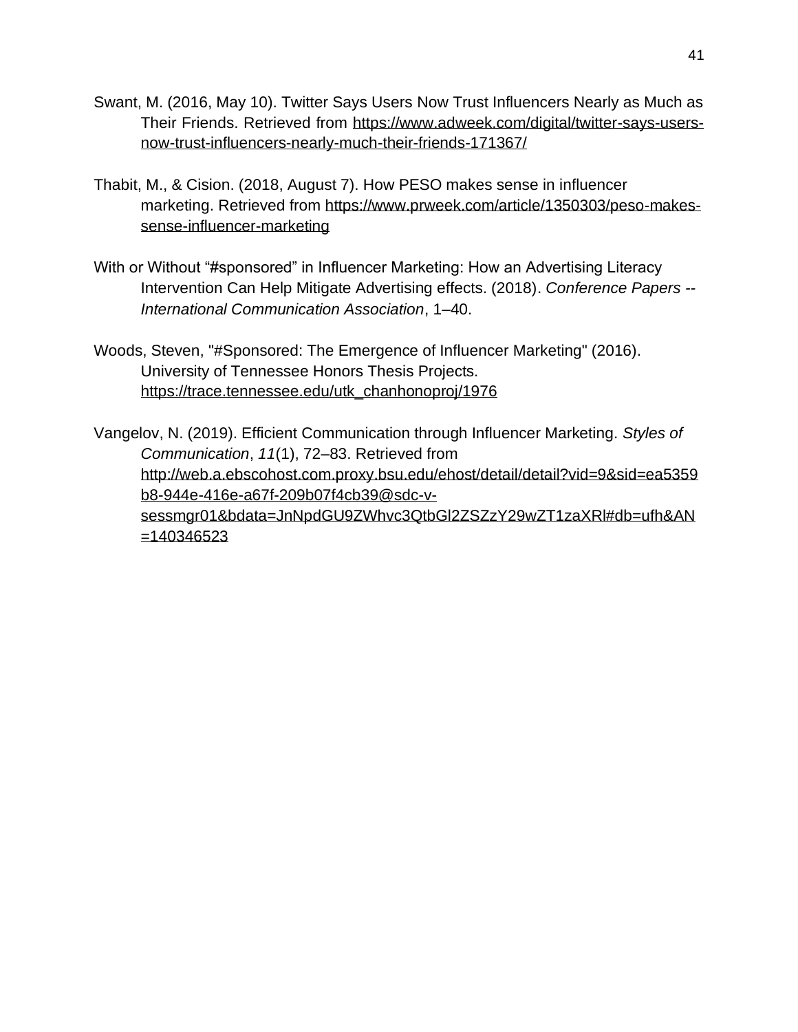Swant, M. (2016, May 10). Twitter Says Users Now Trust Influencers Nearly as Much as Their Friends. Retrieved from https://www.adweek.com/digital/twitter-says-users-now-trust-influencers-nearly-much-their-friends-171367/

Thabit, M., & Cision. (2018, August 7). How PESO makes sense in influencer marketing. Retrieved from https://www.prweek.com/article/1350303/peso-makes-sense-influencer-marketing

With or Without "#sponsored" in Influencer Marketing: How an Advertising Literacy Intervention Can Help Mitigate Advertising effects. (2018). *Conference Papers -- International Communication Association*, 1–40.

Woods, Steven, "#Sponsored: The Emergence of Influencer Marketing" (2016). University of Tennessee Honors Thesis Projects. https://trace.tennessee.edu/utk_chanhonoproj/1976

Vangelov, N. (2019). Efficient Communication through Influencer Marketing. *Styles of Communication*, *11*(1), 72–83. Retrieved from http://web.a.ebscohost.com.proxy.bsu.edu/ehost/detail/detail?vid=9&sid=ea5359b8-944e-416e-a67f-209b07f4cb39@sdc-v-sessmgr01&bdata=JnNpdGU9ZWhvc3QtbGl2ZSZzY29wZT1zaXRl#db=ufh&AN=140346523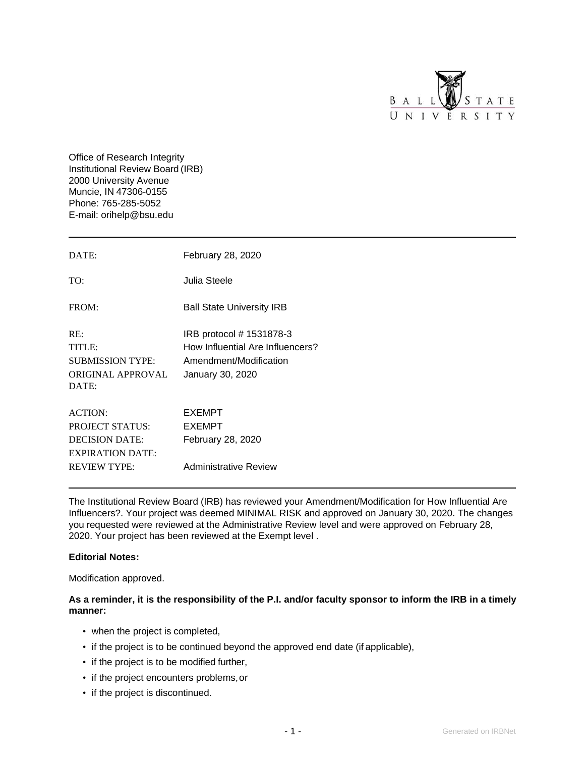Office of Research Integrity
Institutional Review Board (IRB)
2000 University Avenue
Muncie, IN 47306-0155
Phone: 765-285-5052
E-mail: orihelp@bsu.edu

---

| | |
|---|---|
| DATE: | February 28, 2020 |
| TO: | Julia Steele |
| FROM: | Ball State University IRB |
| RE: | IRB protocol # 1531878-3 |
| TITLE: | How Influential Are Influencers? |
| SUBMISSION TYPE: | Amendment/Modification |
| ORIGINAL APPROVAL DATE: | January 30, 2020 |
| ACTION: | EXEMPT |
| PROJECT STATUS: | EXEMPT |
| DECISION DATE: | February 28, 2020 |
| EXPIRATION DATE: | |
| REVIEW TYPE: | Administrative Review |

---

The Institutional Review Board (IRB) has reviewed your Amendment/Modification for How Influential Are Influencers?. Your project was deemed MINIMAL RISK and approved on January 30, 2020. The changes you requested were reviewed at the Administrative Review level and were approved on February 28, 2020. Your project has been reviewed at the Exempt level .

**Editorial Notes:**

Modification approved.

**As a reminder, it is the responsibility of the P.I. and/or faculty sponsor to inform the IRB in a timely manner:**

- when the project is completed,
- if the project is to be continued beyond the approved end date (if applicable),
- if the project is to be modified further,
- if the project encounters problems, or
- if the project is discontinued.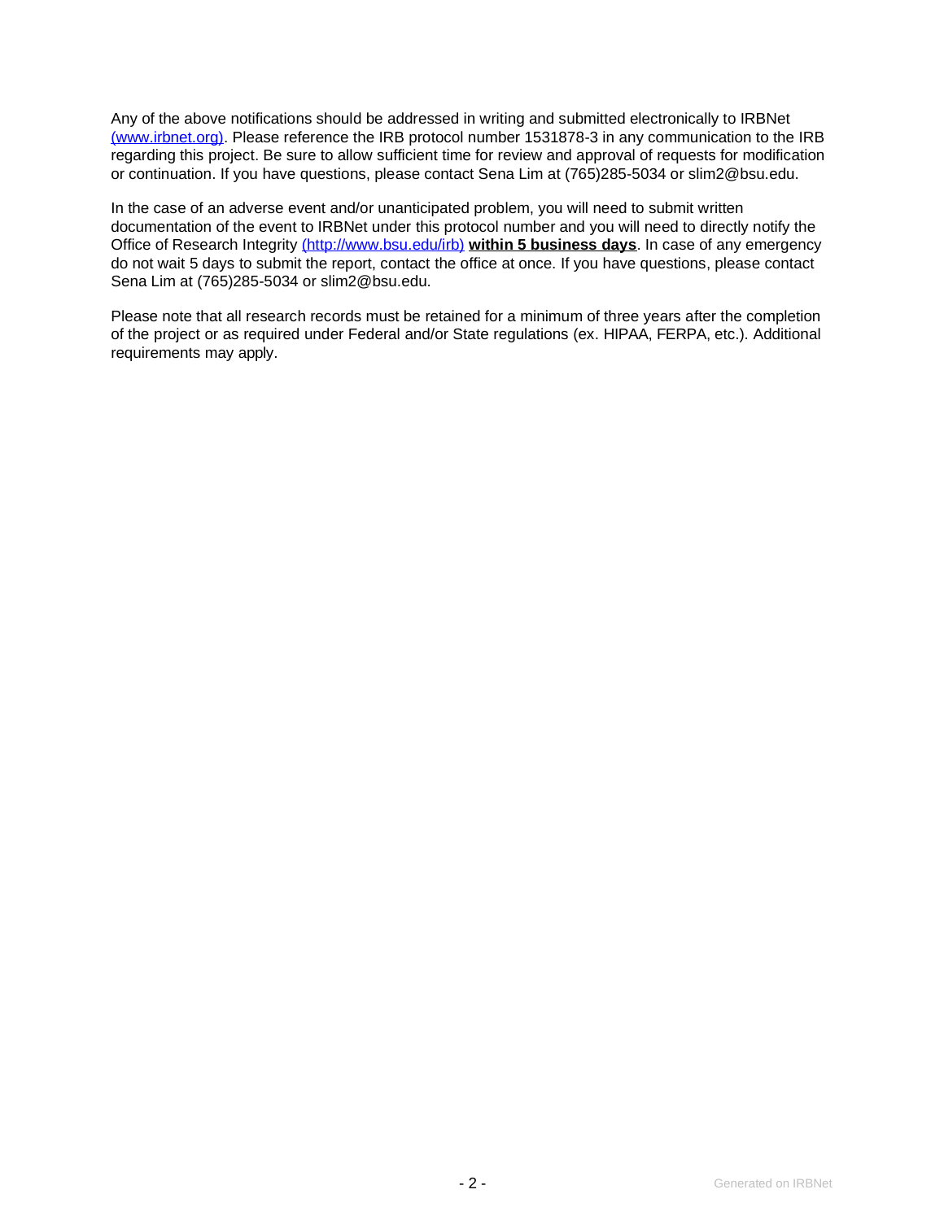Any of the above notifications should be addressed in writing and submitted electronically to IRBNet (www.irbnet.org). Please reference the IRB protocol number 1531878-3 in any communication to the IRB regarding this project. Be sure to allow sufficient time for review and approval of requests for modification or continuation. If you have questions, please contact Sena Lim at (765)285-5034 or slim2@bsu.edu.

In the case of an adverse event and/or unanticipated problem, you will need to submit written documentation of the event to IRBNet under this protocol number and you will need to directly notify the Office of Research Integrity (http://www.bsu.edu/irb) **within 5 business days**. In case of any emergency do not wait 5 days to submit the report, contact the office at once. If you have questions, please contact Sena Lim at (765)285-5034 or slim2@bsu.edu.

Please note that all research records must be retained for a minimum of three years after the completion of the project or as required under Federal and/or State regulations (ex. HIPAA, FERPA, etc.). Additional requirements may apply.